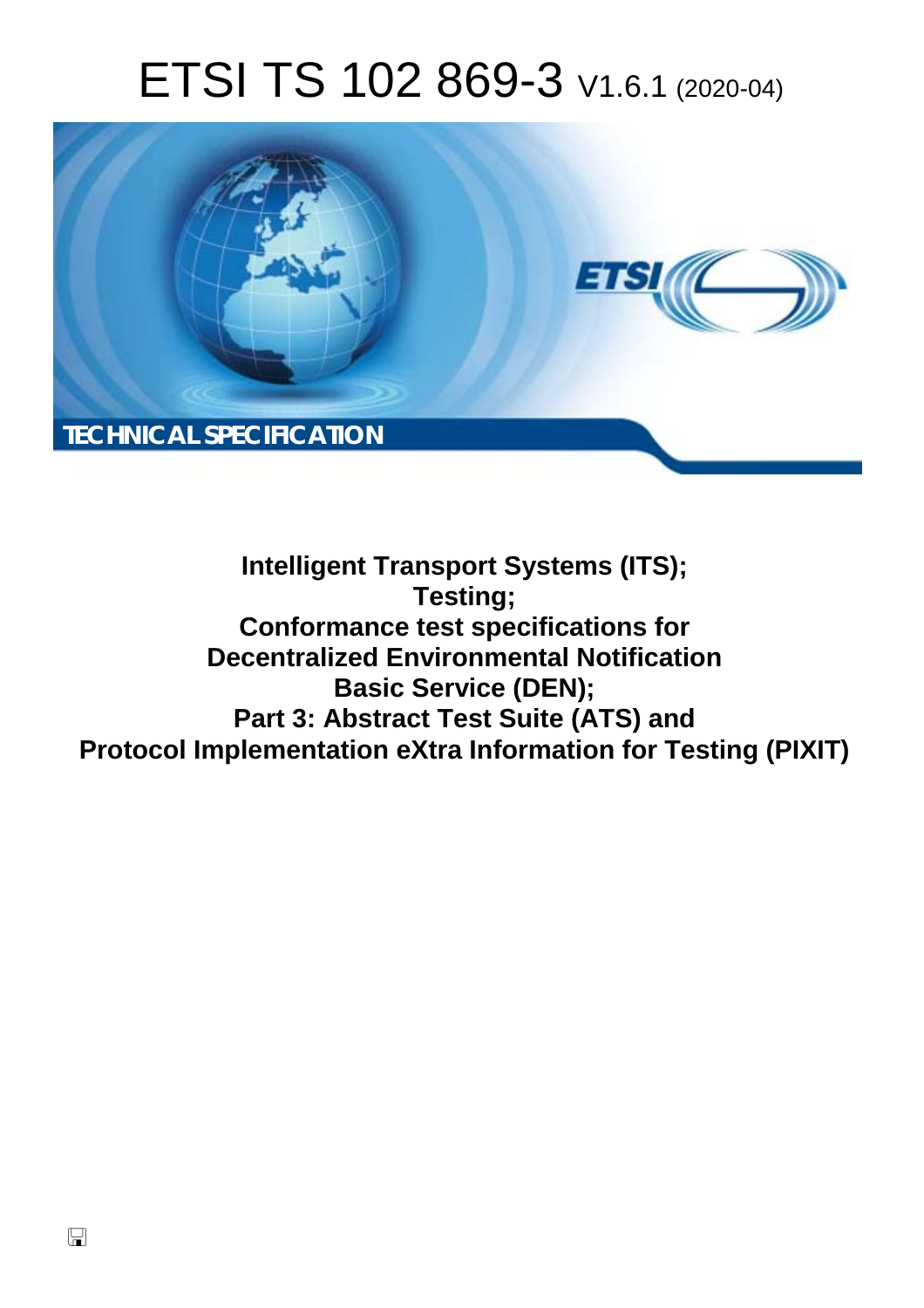# ETSI TS 102 869-3 V1.6.1 (2020-04)

TECHNICAL SPECIFICATION

**Intelligent Transport Systems (ITS);**
**Testing;**
**Conformance test specifications for**
**Decentralized Environmental Notification**
**Basic Service (DEN);**
**Part 3: Abstract Test Suite (ATS) and**
**Protocol Implementation eXtra Information for Testing (PIXIT)**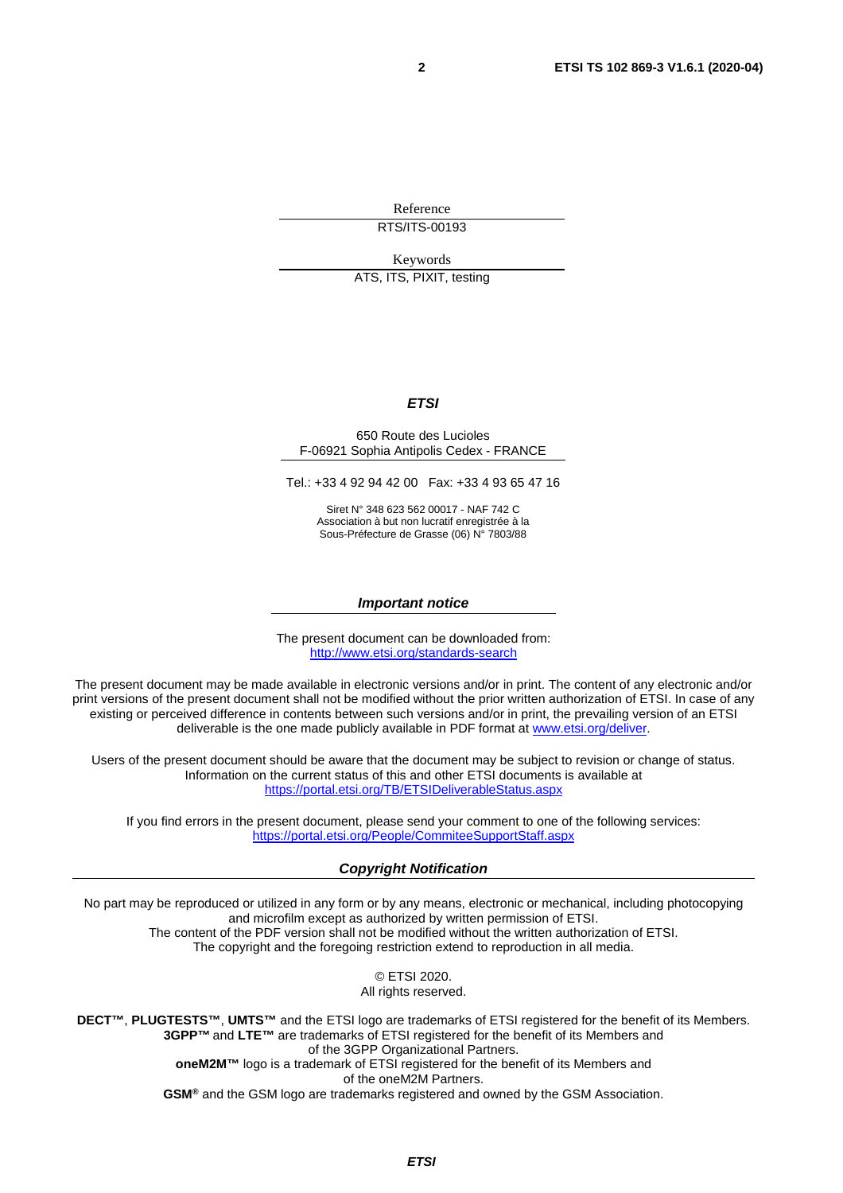Reference

RTS/ITS-00193

Keywords

ATS, ITS, PIXIT, testing

***ETSI***

650 Route des Lucioles
F-06921 Sophia Antipolis Cedex - FRANCE

Tel.: +33 4 92 94 42 00   Fax: +33 4 93 65 47 16

Siret N° 348 623 562 00017 - NAF 742 C
Association à but non lucratif enregistrée à la
Sous-Préfecture de Grasse (06) N° 7803/88

***Important notice***

The present document can be downloaded from:
http://www.etsi.org/standards-search

The present document may be made available in electronic versions and/or in print. The content of any electronic and/or print versions of the present document shall not be modified without the prior written authorization of ETSI. In case of any existing or perceived difference in contents between such versions and/or in print, the prevailing version of an ETSI deliverable is the one made publicly available in PDF format at www.etsi.org/deliver.

Users of the present document should be aware that the document may be subject to revision or change of status. Information on the current status of this and other ETSI documents is available at
https://portal.etsi.org/TB/ETSIDeliverableStatus.aspx

If you find errors in the present document, please send your comment to one of the following services:
https://portal.etsi.org/People/CommiteeSupportStaff.aspx

***Copyright Notification***

No part may be reproduced or utilized in any form or by any means, electronic or mechanical, including photocopying and microfilm except as authorized by written permission of ETSI.
The content of the PDF version shall not be modified without the written authorization of ETSI.
The copyright and the foregoing restriction extend to reproduction in all media.

© ETSI 2020.
All rights reserved.

**DECT™**, **PLUGTESTS™**, **UMTS™** and the ETSI logo are trademarks of ETSI registered for the benefit of its Members.
**3GPP™** and **LTE™** are trademarks of ETSI registered for the benefit of its Members and of the 3GPP Organizational Partners.
**oneM2M™** logo is a trademark of ETSI registered for the benefit of its Members and of the oneM2M Partners.
**GSM®** and the GSM logo are trademarks registered and owned by the GSM Association.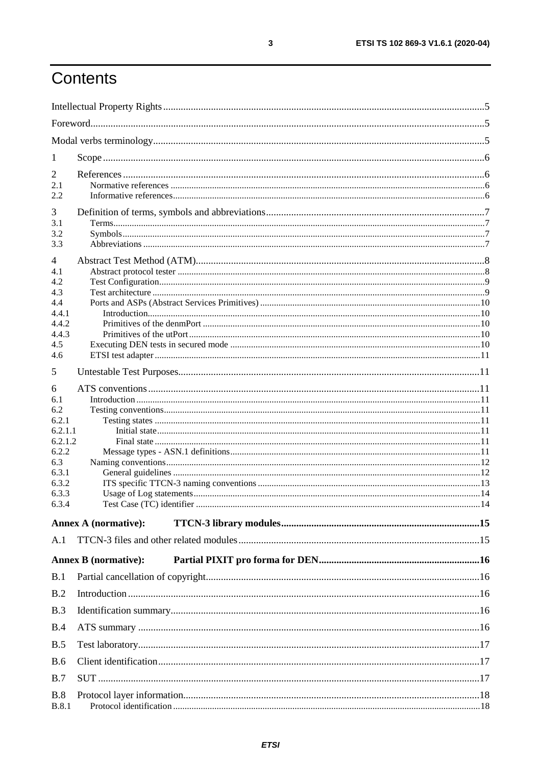# Contents

Intellectual Property Rights ....................................................................................................................5

Foreword....................................................................................................................................................5

Modal verbs terminology...........................................................................................................................5

1 Scope ......................................................................................................................................................6

2 References ..............................................................................................................................................6

2.1 Normative references ...........................................................................................................................6

2.2 Informative references..........................................................................................................................6

3 Definition of terms, symbols and abbreviations.......................................................................................7

3.1 Terms....................................................................................................................................................7

3.2 Symbols................................................................................................................................................7

3.3 Abbreviations .......................................................................................................................................7

4 Abstract Test Method (ATM)...................................................................................................................8

4.1 Abstract protocol tester ........................................................................................................................8

4.2 Test Configuration.................................................................................................................................9

4.3 Test architecture ...................................................................................................................................9

4.4 Ports and ASPs (Abstract Services Primitives) ....................................................................................10

4.4.1 Introduction......................................................................................................................................10

4.4.2 Primitives of the denmPort ..............................................................................................................10

4.4.3 Primitives of the utPort ....................................................................................................................10

4.5 Executing DEN tests in secured mode ................................................................................................10

4.6 ETSI test adapter .................................................................................................................................11

5 Untestable Test Purposes.......................................................................................................................11

6 ATS conventions ...................................................................................................................................11

6.1 Introduction ........................................................................................................................................11

6.2 Testing conventions.............................................................................................................................11

6.2.1 Testing states ..................................................................................................................................11

6.2.1.1 Initial state.....................................................................................................................................11

6.2.1.2 Final state ......................................................................................................................................11

6.2.2 Message types - ASN.1 definitions..................................................................................................11

6.3 Naming conventions............................................................................................................................12

6.3.1 General guidelines ..........................................................................................................................12

6.3.2 ITS specific TTCN-3 naming conventions ......................................................................................13

6.3.3 Usage of Log statements..................................................................................................................14

6.3.4 Test Case (TC) identifier .................................................................................................................14

**Annex A (normative): TTCN-3 library modules...............................................................................15**

A.1 TTCN-3 files and other related modules.............................................................................................15

**Annex B (normative): Partial PIXIT pro forma for DEN.................................................................16**

B.1 Partial cancellation of copyright.........................................................................................................16

B.2 Introduction ........................................................................................................................................16

B.3 Identification summary.......................................................................................................................16

B.4 ATS summary ....................................................................................................................................16

B.5 Test laboratory.....................................................................................................................................17

B.6 Client identification............................................................................................................................17

B.7 SUT ....................................................................................................................................................17

B.8 Protocol layer information...................................................................................................................18

B.8.1 Protocol identification ......................................................................................................................18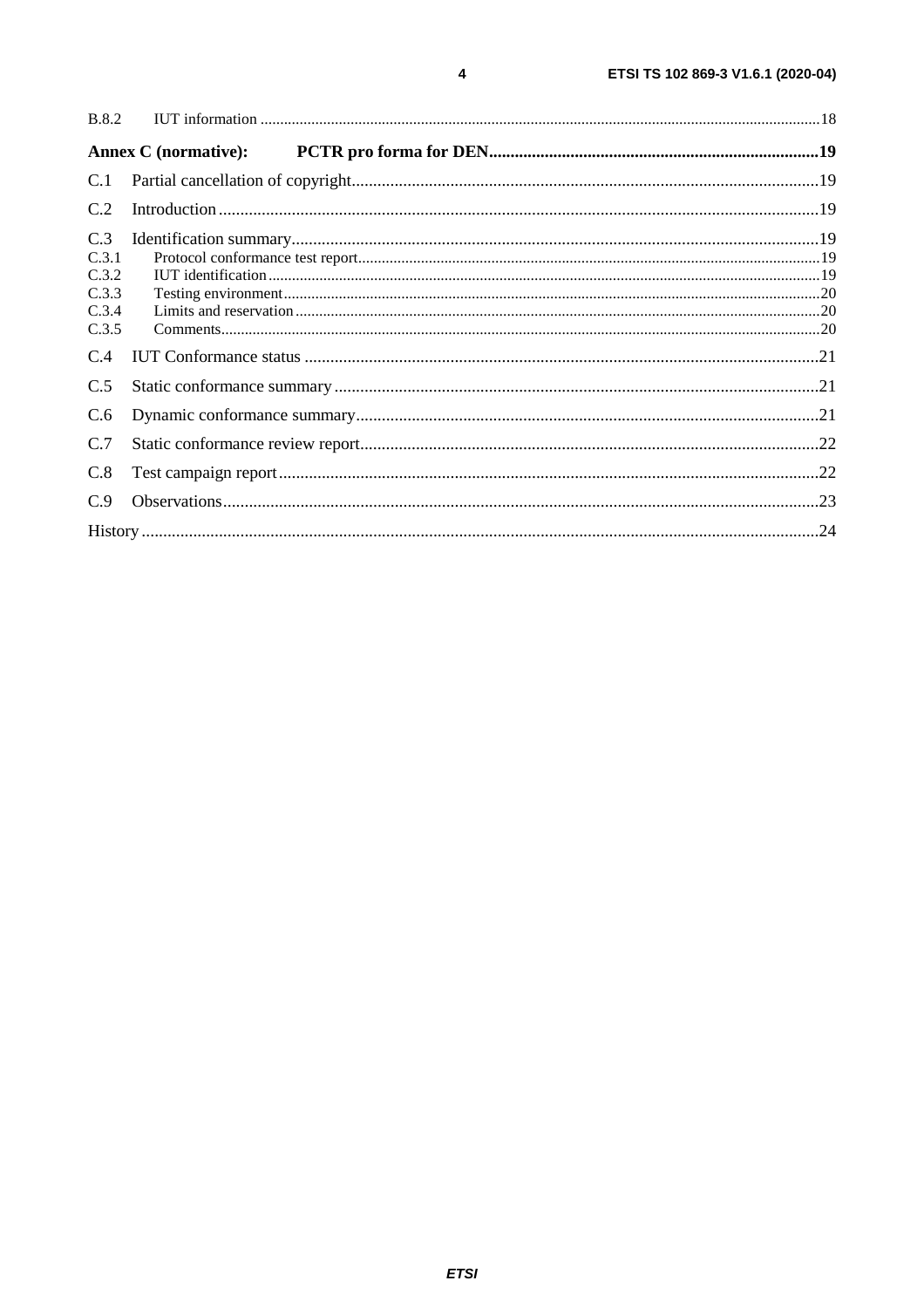B.8.2 IUT information ....18

**Annex C (normative): PCTR pro forma for DEN ....19**

C.1 Partial cancellation of copyright....19

C.2 Introduction....19

C.3 Identification summary....19

C.3.1 Protocol conformance test report....19

C.3.2 IUT identification....19

C.3.3 Testing environment....20

C.3.4 Limits and reservation....20

C.3.5 Comments....20

C.4 IUT Conformance status ....21

C.5 Static conformance summary....21

C.6 Dynamic conformance summary....21

C.7 Static conformance review report....22

C.8 Test campaign report....22

C.9 Observations....23

History ....24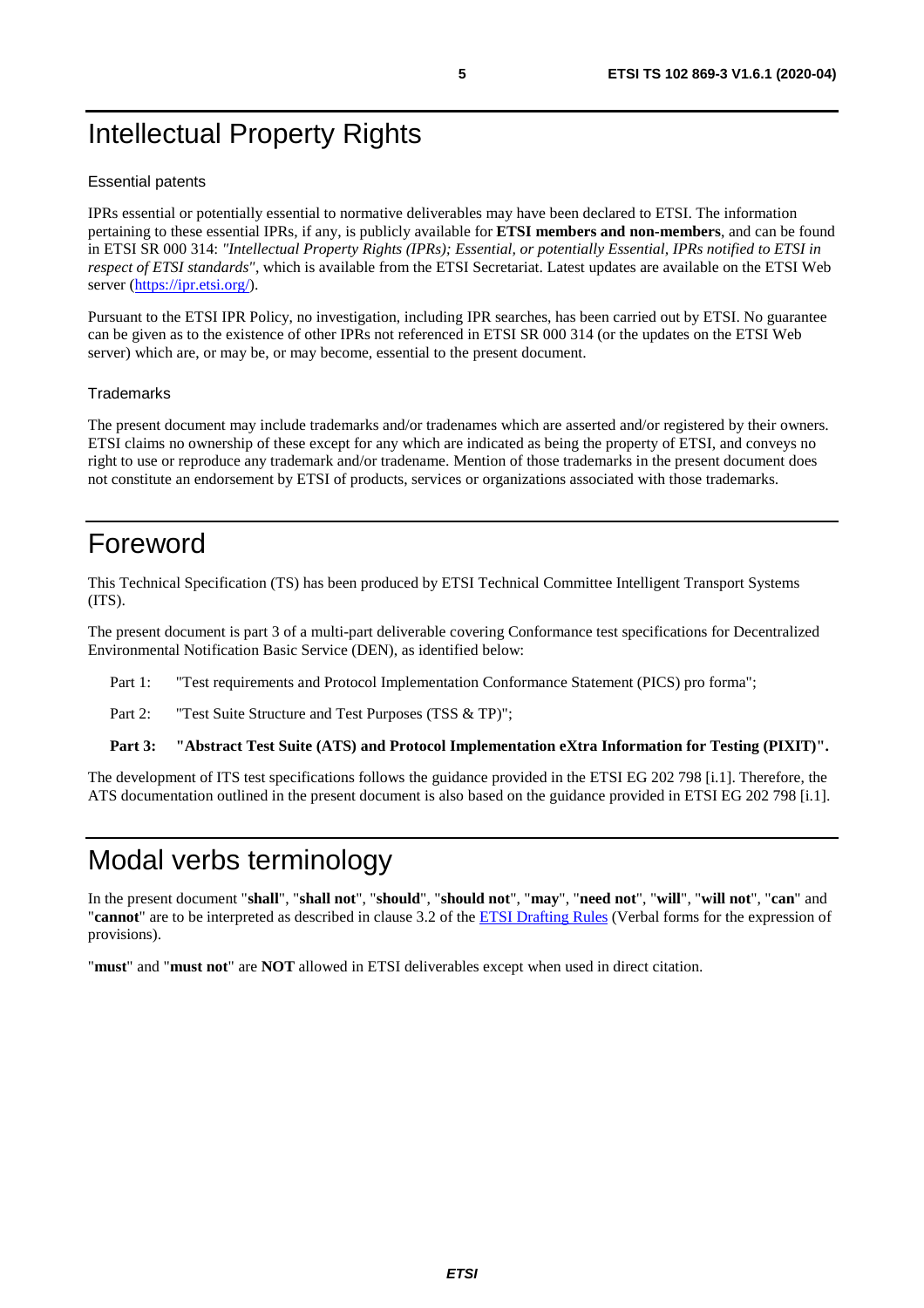# Intellectual Property Rights

Essential patents

IPRs essential or potentially essential to normative deliverables may have been declared to ETSI. The information pertaining to these essential IPRs, if any, is publicly available for **ETSI members and non-members**, and can be found in ETSI SR 000 314: *"Intellectual Property Rights (IPRs); Essential, or potentially Essential, IPRs notified to ETSI in respect of ETSI standards"*, which is available from the ETSI Secretariat. Latest updates are available on the ETSI Web server (https://ipr.etsi.org/).

Pursuant to the ETSI IPR Policy, no investigation, including IPR searches, has been carried out by ETSI. No guarantee can be given as to the existence of other IPRs not referenced in ETSI SR 000 314 (or the updates on the ETSI Web server) which are, or may be, or may become, essential to the present document.

Trademarks

The present document may include trademarks and/or tradenames which are asserted and/or registered by their owners. ETSI claims no ownership of these except for any which are indicated as being the property of ETSI, and conveys no right to use or reproduce any trademark and/or tradename. Mention of those trademarks in the present document does not constitute an endorsement by ETSI of products, services or organizations associated with those trademarks.

# Foreword

This Technical Specification (TS) has been produced by ETSI Technical Committee Intelligent Transport Systems (ITS).

The present document is part 3 of a multi-part deliverable covering Conformance test specifications for Decentralized Environmental Notification Basic Service (DEN), as identified below:

Part 1: "Test requirements and Protocol Implementation Conformance Statement (PICS) pro forma";

Part 2: "Test Suite Structure and Test Purposes (TSS & TP)";

**Part 3: "Abstract Test Suite (ATS) and Protocol Implementation eXtra Information for Testing (PIXIT)".**

The development of ITS test specifications follows the guidance provided in the ETSI EG 202 798 [i.1]. Therefore, the ATS documentation outlined in the present document is also based on the guidance provided in ETSI EG 202 798 [i.1].

# Modal verbs terminology

In the present document "**shall**", "**shall not**", "**should**", "**should not**", "**may**", "**need not**", "**will**", "**will not**", "**can**" and "**cannot**" are to be interpreted as described in clause 3.2 of the ETSI Drafting Rules (Verbal forms for the expression of provisions).

"**must**" and "**must not**" are **NOT** allowed in ETSI deliverables except when used in direct citation.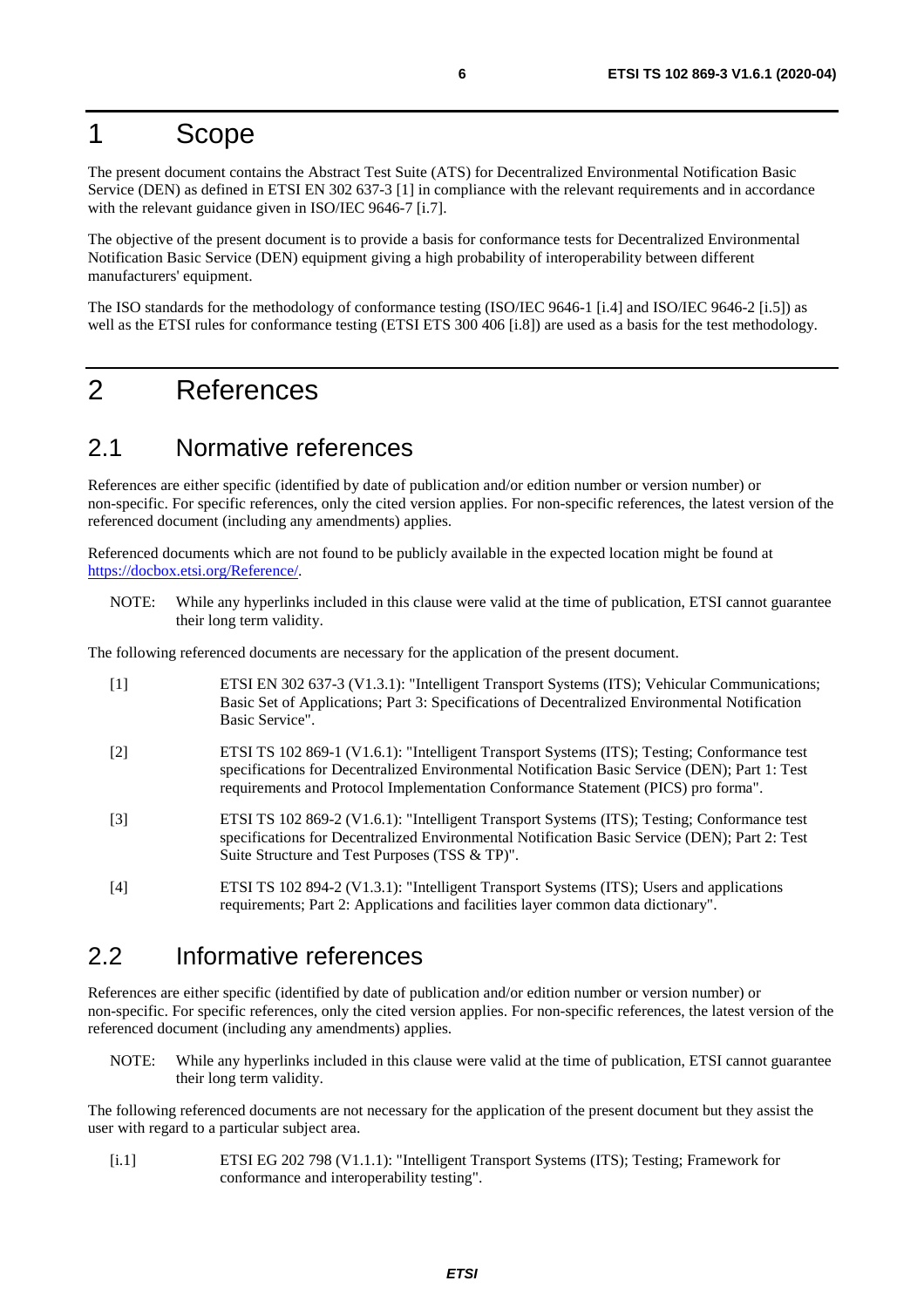# 1 Scope

The present document contains the Abstract Test Suite (ATS) for Decentralized Environmental Notification Basic Service (DEN) as defined in ETSI EN 302 637-3 [1] in compliance with the relevant requirements and in accordance with the relevant guidance given in ISO/IEC 9646-7 [i.7].

The objective of the present document is to provide a basis for conformance tests for Decentralized Environmental Notification Basic Service (DEN) equipment giving a high probability of interoperability between different manufacturers' equipment.

The ISO standards for the methodology of conformance testing (ISO/IEC 9646-1 [i.4] and ISO/IEC 9646-2 [i.5]) as well as the ETSI rules for conformance testing (ETSI ETS 300 406 [i.8]) are used as a basis for the test methodology.

# 2 References

## 2.1 Normative references

References are either specific (identified by date of publication and/or edition number or version number) or non-specific. For specific references, only the cited version applies. For non-specific references, the latest version of the referenced document (including any amendments) applies.

Referenced documents which are not found to be publicly available in the expected location might be found at https://docbox.etsi.org/Reference/.

NOTE: While any hyperlinks included in this clause were valid at the time of publication, ETSI cannot guarantee their long term validity.

The following referenced documents are necessary for the application of the present document.

[1] ETSI EN 302 637-3 (V1.3.1): "Intelligent Transport Systems (ITS); Vehicular Communications; Basic Set of Applications; Part 3: Specifications of Decentralized Environmental Notification Basic Service".

[2] ETSI TS 102 869-1 (V1.6.1): "Intelligent Transport Systems (ITS); Testing; Conformance test specifications for Decentralized Environmental Notification Basic Service (DEN); Part 1: Test requirements and Protocol Implementation Conformance Statement (PICS) pro forma".

[3] ETSI TS 102 869-2 (V1.6.1): "Intelligent Transport Systems (ITS); Testing; Conformance test specifications for Decentralized Environmental Notification Basic Service (DEN); Part 2: Test Suite Structure and Test Purposes (TSS & TP)".

[4] ETSI TS 102 894-2 (V1.3.1): "Intelligent Transport Systems (ITS); Users and applications requirements; Part 2: Applications and facilities layer common data dictionary".

## 2.2 Informative references

References are either specific (identified by date of publication and/or edition number or version number) or non-specific. For specific references, only the cited version applies. For non-specific references, the latest version of the referenced document (including any amendments) applies.

NOTE: While any hyperlinks included in this clause were valid at the time of publication, ETSI cannot guarantee their long term validity.

The following referenced documents are not necessary for the application of the present document but they assist the user with regard to a particular subject area.

[i.1] ETSI EG 202 798 (V1.1.1): "Intelligent Transport Systems (ITS); Testing; Framework for conformance and interoperability testing".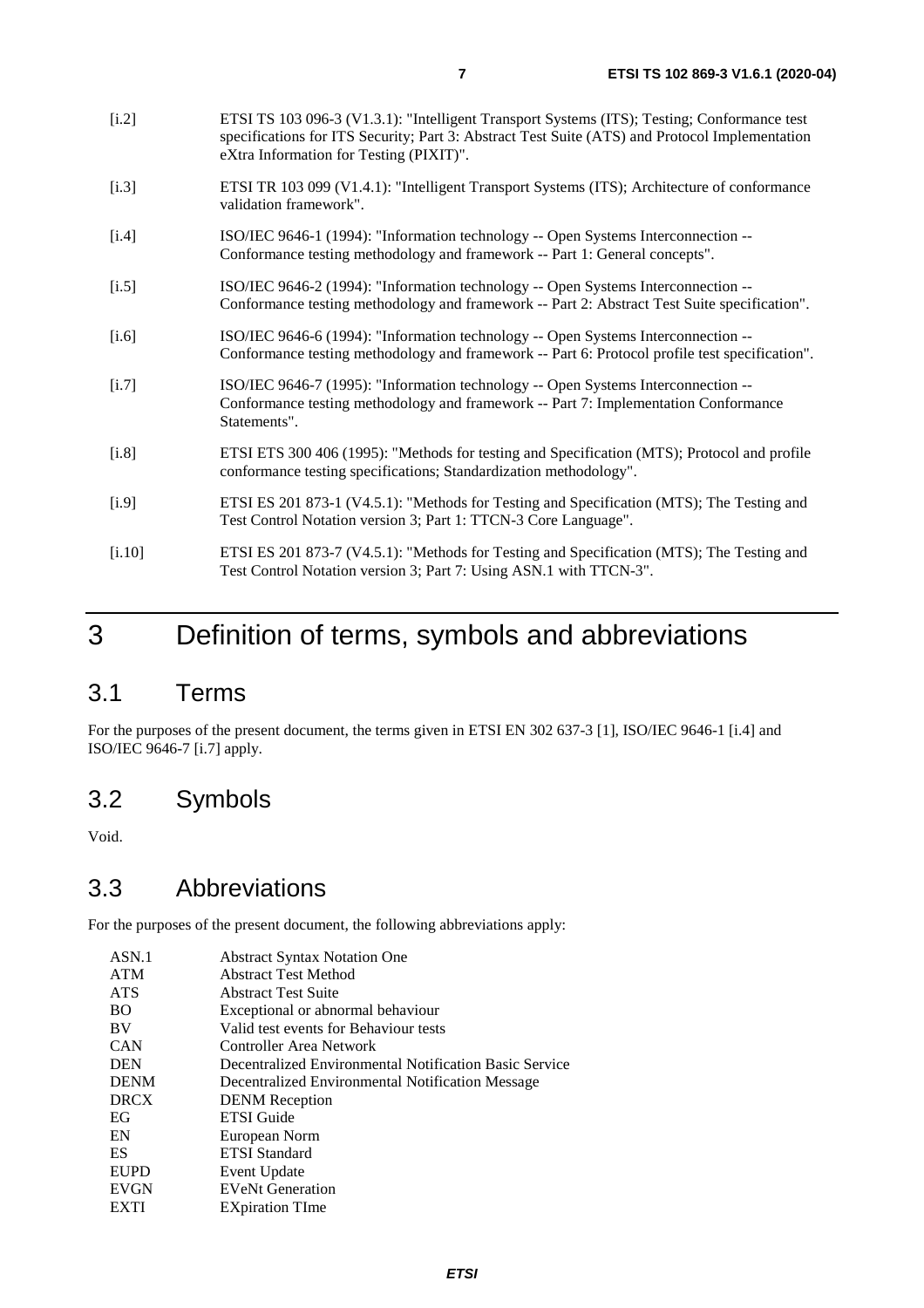[i.2] ETSI TS 103 096-3 (V1.3.1): "Intelligent Transport Systems (ITS); Testing; Conformance test specifications for ITS Security; Part 3: Abstract Test Suite (ATS) and Protocol Implementation eXtra Information for Testing (PIXIT)".

[i.3] ETSI TR 103 099 (V1.4.1): "Intelligent Transport Systems (ITS); Architecture of conformance validation framework".

[i.4] ISO/IEC 9646-1 (1994): "Information technology -- Open Systems Interconnection -- Conformance testing methodology and framework -- Part 1: General concepts".

[i.5] ISO/IEC 9646-2 (1994): "Information technology -- Open Systems Interconnection -- Conformance testing methodology and framework -- Part 2: Abstract Test Suite specification".

[i.6] ISO/IEC 9646-6 (1994): "Information technology -- Open Systems Interconnection -- Conformance testing methodology and framework -- Part 6: Protocol profile test specification".

[i.7] ISO/IEC 9646-7 (1995): "Information technology -- Open Systems Interconnection -- Conformance testing methodology and framework -- Part 7: Implementation Conformance Statements".

[i.8] ETSI ETS 300 406 (1995): "Methods for testing and Specification (MTS); Protocol and profile conformance testing specifications; Standardization methodology".

[i.9] ETSI ES 201 873-1 (V4.5.1): "Methods for Testing and Specification (MTS); The Testing and Test Control Notation version 3; Part 1: TTCN-3 Core Language".

[i.10] ETSI ES 201 873-7 (V4.5.1): "Methods for Testing and Specification (MTS); The Testing and Test Control Notation version 3; Part 7: Using ASN.1 with TTCN-3".

# 3 Definition of terms, symbols and abbreviations

## 3.1 Terms

For the purposes of the present document, the terms given in ETSI EN 302 637-3 [1], ISO/IEC 9646-1 [i.4] and ISO/IEC 9646-7 [i.7] apply.

## 3.2 Symbols

Void.

## 3.3 Abbreviations

For the purposes of the present document, the following abbreviations apply:

| | |
|---|---|
| ASN.1 | Abstract Syntax Notation One |
| ATM | Abstract Test Method |
| ATS | Abstract Test Suite |
| BO | Exceptional or abnormal behaviour |
| BV | Valid test events for Behaviour tests |
| CAN | Controller Area Network |
| DEN | Decentralized Environmental Notification Basic Service |
| DENM | Decentralized Environmental Notification Message |
| DRCX | DENM Reception |
| EG | ETSI Guide |
| EN | European Norm |
| ES | ETSI Standard |
| EUPD | Event Update |
| EVGN | EVeNt Generation |
| EXTI | EXpiration TIme |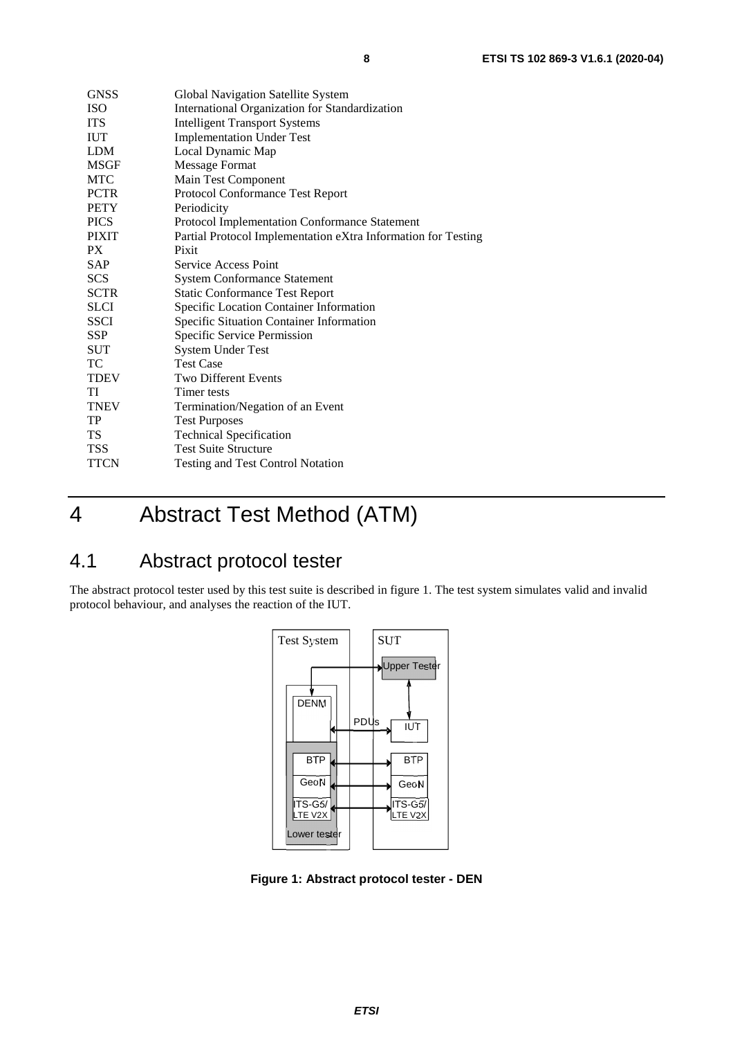| | |
|---|---|
| GNSS | Global Navigation Satellite System |
| ISO | International Organization for Standardization |
| ITS | Intelligent Transport Systems |
| IUT | Implementation Under Test |
| LDM | Local Dynamic Map |
| MSGF | Message Format |
| MTC | Main Test Component |
| PCTR | Protocol Conformance Test Report |
| PETY | Periodicity |
| PICS | Protocol Implementation Conformance Statement |
| PIXIT | Partial Protocol Implementation eXtra Information for Testing |
| PX | Pixit |
| SAP | Service Access Point |
| SCS | System Conformance Statement |
| SCTR | Static Conformance Test Report |
| SLCI | Specific Location Container Information |
| SSCI | Specific Situation Container Information |
| SSP | Specific Service Permission |
| SUT | System Under Test |
| TC | Test Case |
| TDEV | Two Different Events |
| TI | Timer tests |
| TNEV | Termination/Negation of an Event |
| TP | Test Purposes |
| TS | Technical Specification |
| TSS | Test Suite Structure |
| TTCN | Testing and Test Control Notation |

# 4 Abstract Test Method (ATM)

## 4.1 Abstract protocol tester

The abstract protocol tester used by this test suite is described in figure 1. The test system simulates valid and invalid protocol behaviour, and analyses the reaction of the IUT.

**Figure 1: Abstract protocol tester - DEN**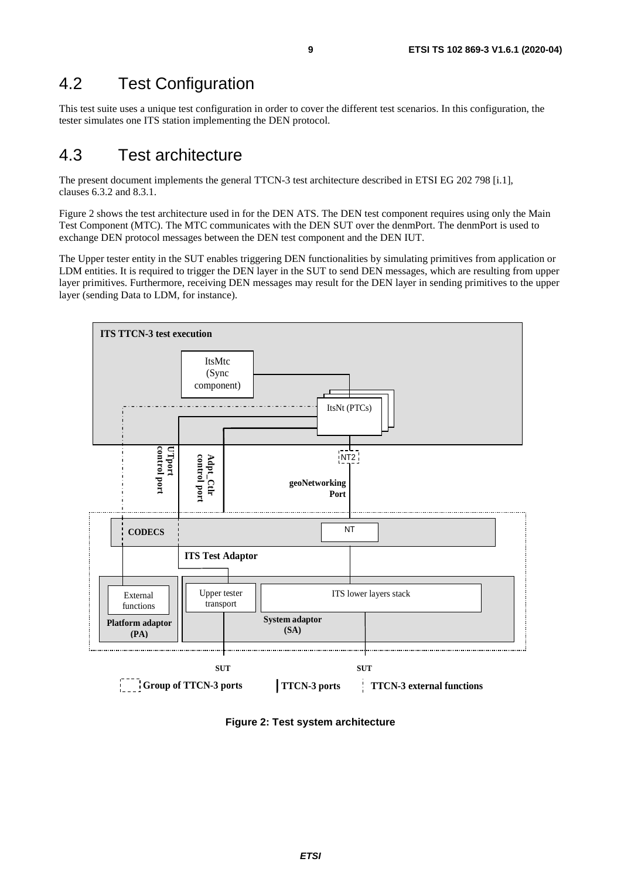## 4.2 Test Configuration

This test suite uses a unique test configuration in order to cover the different test scenarios. In this configuration, the tester simulates one ITS station implementing the DEN protocol.

## 4.3 Test architecture

The present document implements the general TTCN-3 test architecture described in ETSI EG 202 798 [i.1], clauses 6.3.2 and 8.3.1.

Figure 2 shows the test architecture used in for the DEN ATS. The DEN test component requires using only the Main Test Component (MTC). The MTC communicates with the DEN SUT over the denmPort. The denmPort is used to exchange DEN protocol messages between the DEN test component and the DEN IUT.

The Upper tester entity in the SUT enables triggering DEN functionalities by simulating primitives from application or LDM entities. It is required to trigger the DEN layer in the SUT to send DEN messages, which are resulting from upper layer primitives. Furthermore, receiving DEN messages may result for the DEN layer in sending primitives to the upper layer (sending Data to LDM, for instance).

**Figure 2: Test system architecture**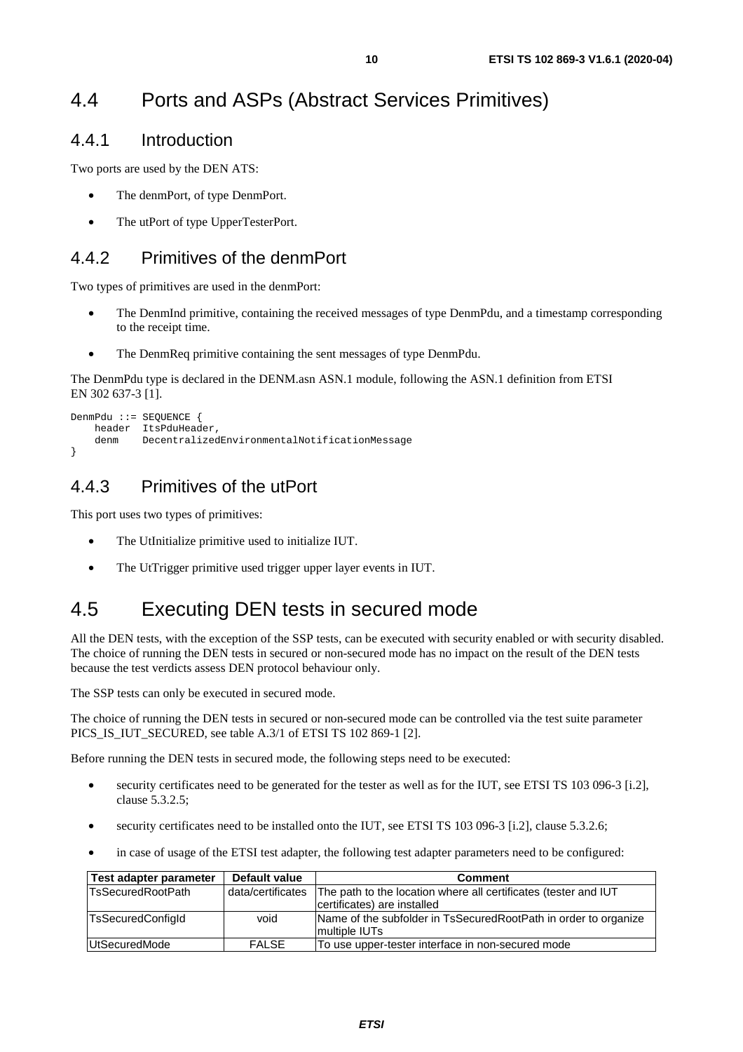## 4.4 Ports and ASPs (Abstract Services Primitives)

### 4.4.1 Introduction

Two ports are used by the DEN ATS:

- The denmPort, of type DenmPort.
- The utPort of type UpperTesterPort.

### 4.4.2 Primitives of the denmPort

Two types of primitives are used in the denmPort:

- The DenmInd primitive, containing the received messages of type DenmPdu, and a timestamp corresponding to the receipt time.
- The DenmReq primitive containing the sent messages of type DenmPdu.

The DenmPdu type is declared in the DENM.asn ASN.1 module, following the ASN.1 definition from ETSI EN 302 637-3 [1].

```
DenmPdu ::= SEQUENCE {
    header  ItsPduHeader,
    denm    DecentralizedEnvironmentalNotificationMessage
}
```

### 4.4.3 Primitives of the utPort

This port uses two types of primitives:

- The UtInitialize primitive used to initialize IUT.
- The UtTrigger primitive used trigger upper layer events in IUT.

## 4.5 Executing DEN tests in secured mode

All the DEN tests, with the exception of the SSP tests, can be executed with security enabled or with security disabled. The choice of running the DEN tests in secured or non-secured mode has no impact on the result of the DEN tests because the test verdicts assess DEN protocol behaviour only.

The SSP tests can only be executed in secured mode.

The choice of running the DEN tests in secured or non-secured mode can be controlled via the test suite parameter PICS_IS_IUT_SECURED, see table A.3/1 of ETSI TS 102 869-1 [2].

Before running the DEN tests in secured mode, the following steps need to be executed:

- security certificates need to be generated for the tester as well as for the IUT, see ETSI TS 103 096-3 [i.2], clause 5.3.2.5;
- security certificates need to be installed onto the IUT, see ETSI TS 103 096-3 [i.2], clause 5.3.2.6;
- in case of usage of the ETSI test adapter, the following test adapter parameters need to be configured:

| Test adapter parameter | Default value | Comment |
|---|---|---|
| TsSecuredRootPath | data/certificates | The path to the location where all certificates (tester and IUT certificates) are installed |
| TsSecuredConfigId | void | Name of the subfolder in TsSecuredRootPath in order to organize multiple IUTs |
| UtSecuredMode | FALSE | To use upper-tester interface in non-secured mode |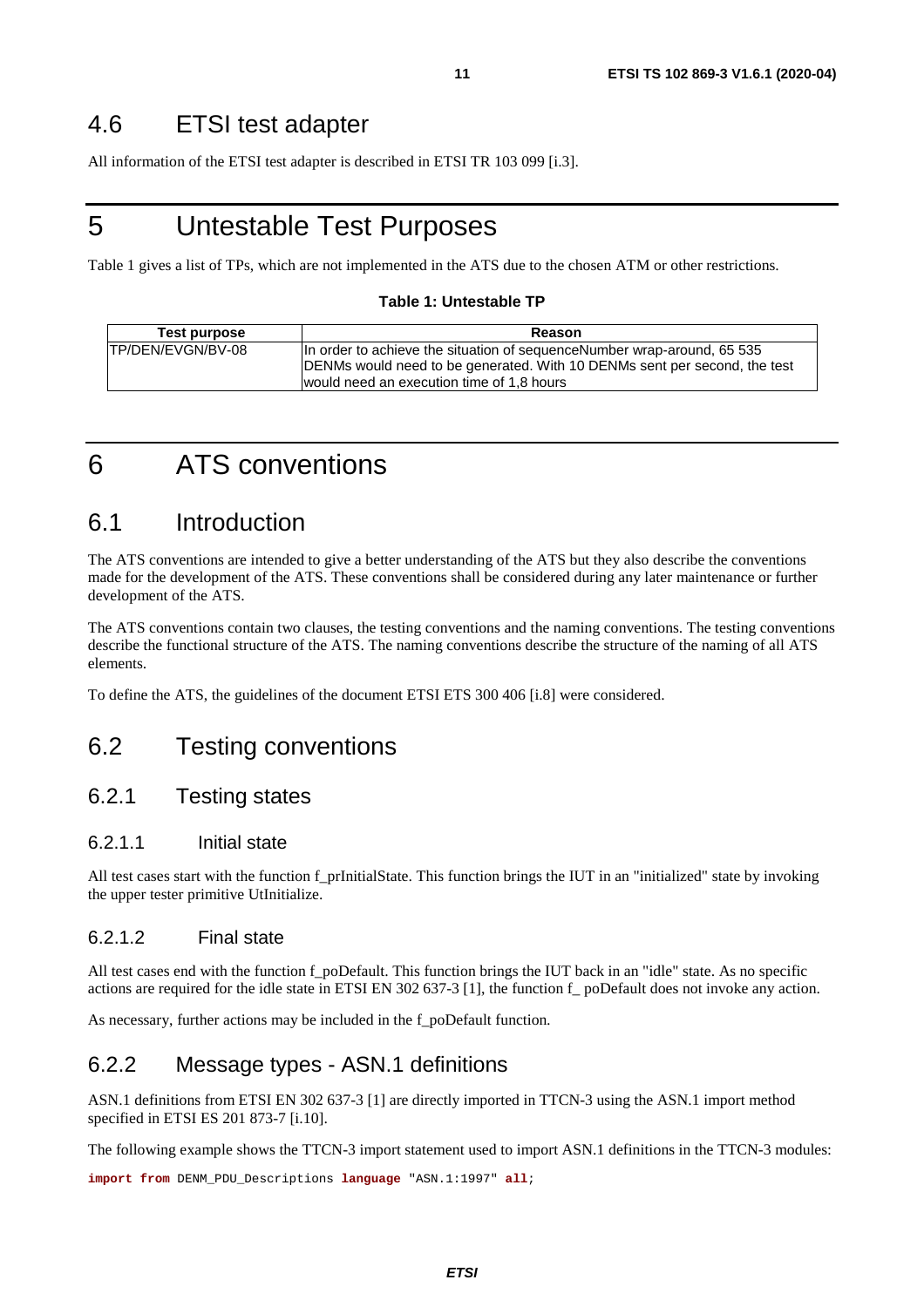## 4.6 ETSI test adapter

All information of the ETSI test adapter is described in ETSI TR 103 099 [i.3].

# 5 Untestable Test Purposes

Table 1 gives a list of TPs, which are not implemented in the ATS due to the chosen ATM or other restrictions.

**Table 1: Untestable TP**

| Test purpose | Reason |
| --- | --- |
| TP/DEN/EVGN/BV-08 | In order to achieve the situation of sequenceNumber wrap-around, 65 535 DENMs would need to be generated. With 10 DENMs sent per second, the test would need an execution time of 1,8 hours |

# 6 ATS conventions

## 6.1 Introduction

The ATS conventions are intended to give a better understanding of the ATS but they also describe the conventions made for the development of the ATS. These conventions shall be considered during any later maintenance or further development of the ATS.

The ATS conventions contain two clauses, the testing conventions and the naming conventions. The testing conventions describe the functional structure of the ATS. The naming conventions describe the structure of the naming of all ATS elements.

To define the ATS, the guidelines of the document ETSI ETS 300 406 [i.8] were considered.

## 6.2 Testing conventions

### 6.2.1 Testing states

#### 6.2.1.1 Initial state

All test cases start with the function f_prInitialState. This function brings the IUT in an "initialized" state by invoking the upper tester primitive UtInitialize.

#### 6.2.1.2 Final state

All test cases end with the function f_poDefault. This function brings the IUT back in an "idle" state. As no specific actions are required for the idle state in ETSI EN 302 637-3 [1], the function f_ poDefault does not invoke any action.

As necessary, further actions may be included in the f_poDefault function.

### 6.2.2 Message types - ASN.1 definitions

ASN.1 definitions from ETSI EN 302 637-3 [1] are directly imported in TTCN-3 using the ASN.1 import method specified in ETSI ES 201 873-7 [i.10].

The following example shows the TTCN-3 import statement used to import ASN.1 definitions in the TTCN-3 modules:

```
import from DENM_PDU_Descriptions language "ASN.1:1997" all;
```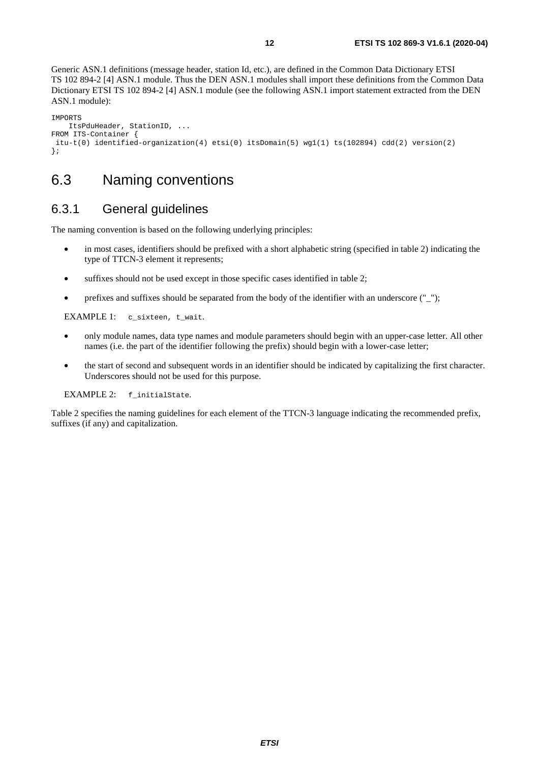Generic ASN.1 definitions (message header, station Id, etc.), are defined in the Common Data Dictionary ETSI TS 102 894-2 [4] ASN.1 module. Thus the DEN ASN.1 modules shall import these definitions from the Common Data Dictionary ETSI TS 102 894-2 [4] ASN.1 module (see the following ASN.1 import statement extracted from the DEN ASN.1 module):

```
IMPORTS
    ItsPduHeader, StationID, ...
FROM ITS-Container {
 itu-t(0) identified-organization(4) etsi(0) itsDomain(5) wg1(1) ts(102894) cdd(2) version(2)
};
```

## 6.3 Naming conventions

### 6.3.1 General guidelines

The naming convention is based on the following underlying principles:

- in most cases, identifiers should be prefixed with a short alphabetic string (specified in table 2) indicating the type of TTCN-3 element it represents;
- suffixes should not be used except in those specific cases identified in table 2;
- prefixes and suffixes should be separated from the body of the identifier with an underscore ("_");

EXAMPLE 1: `c_sixteen, t_wait`.

- only module names, data type names and module parameters should begin with an upper-case letter. All other names (i.e. the part of the identifier following the prefix) should begin with a lower-case letter;
- the start of second and subsequent words in an identifier should be indicated by capitalizing the first character. Underscores should not be used for this purpose.

EXAMPLE 2: `f_initialState`.

Table 2 specifies the naming guidelines for each element of the TTCN-3 language indicating the recommended prefix, suffixes (if any) and capitalization.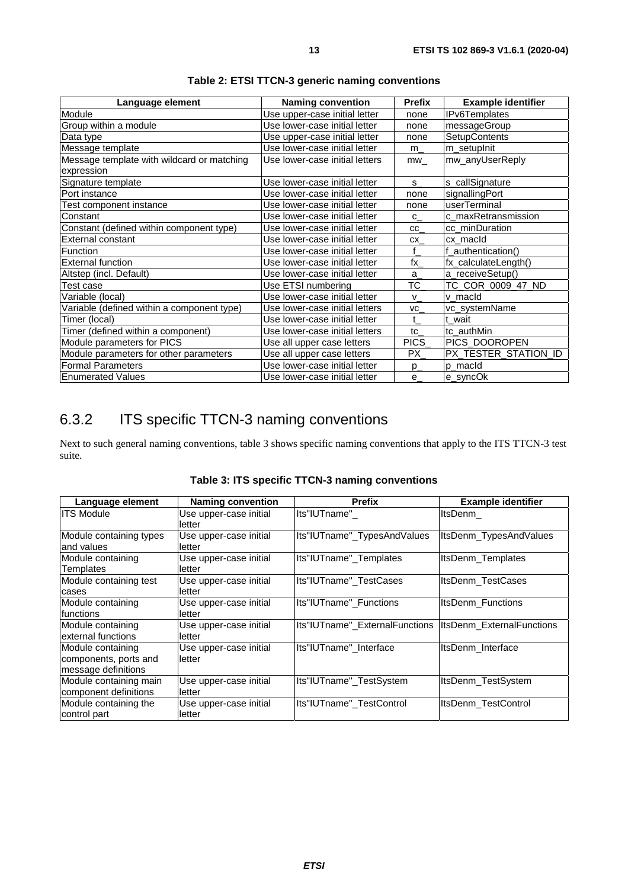**Table 2: ETSI TTCN-3 generic naming conventions**

| Language element | Naming convention | Prefix | Example identifier |
|---|---|---|---|
| Module | Use upper-case initial letter | none | IPv6Templates |
| Group within a module | Use lower-case initial letter | none | messageGroup |
| Data type | Use upper-case initial letter | none | SetupContents |
| Message template | Use lower-case initial letter | m_ | m_setupInit |
| Message template with wildcard or matching expression | Use lower-case initial letters | mw_ | mw_anyUserReply |
| Signature template | Use lower-case initial letter | s_ | s_callSignature |
| Port instance | Use lower-case initial letter | none | signallingPort |
| Test component instance | Use lower-case initial letter | none | userTerminal |
| Constant | Use lower-case initial letter | c_ | c_maxRetransmission |
| Constant (defined within component type) | Use lower-case initial letter | cc_ | cc_minDuration |
| External constant | Use lower-case initial letter | cx_ | cx_macId |
| Function | Use lower-case initial letter | f_ | f_authentication() |
| External function | Use lower-case initial letter | fx_ | fx_calculateLength() |
| Altstep (incl. Default) | Use lower-case initial letter | a_ | a_receiveSetup() |
| Test case | Use ETSI numbering | TC_ | TC_COR_0009_47_ND |
| Variable (local) | Use lower-case initial letter | v_ | v_macId |
| Variable (defined within a component type) | Use lower-case initial letters | vc_ | vc_systemName |
| Timer (local) | Use lower-case initial letter | t_ | t_wait |
| Timer (defined within a component) | Use lower-case initial letters | tc_ | tc_authMin |
| Module parameters for PICS | Use all upper case letters | PICS_ | PICS_DOOROPEN |
| Module parameters for other parameters | Use all upper case letters | PX_ | PX_TESTER_STATION_ID |
| Formal Parameters | Use lower-case initial letter | p_ | p_macId |
| Enumerated Values | Use lower-case initial letter | e_ | e_syncOk |

### 6.3.2 ITS specific TTCN-3 naming conventions

Next to such general naming conventions, table 3 shows specific naming conventions that apply to the ITS TTCN-3 test suite.

**Table 3: ITS specific TTCN-3 naming conventions**

| Language element | Naming convention | Prefix | Example identifier |
|---|---|---|---|
| ITS Module | Use upper-case initial letter | Its"IUTname"_ | ItsDenm_ |
| Module containing types and values | Use upper-case initial letter | Its"IUTname"_TypesAndValues | ItsDenm_TypesAndValues |
| Module containing Templates | Use upper-case initial letter | Its"IUTname"_Templates | ItsDenm_Templates |
| Module containing test cases | Use upper-case initial letter | Its"IUTname"_TestCases | ItsDenm_TestCases |
| Module containing functions | Use upper-case initial letter | Its"IUTname"_Functions | ItsDenm_Functions |
| Module containing external functions | Use upper-case initial letter | Its"IUTname"_ExternalFunctions | ItsDenm_ExternalFunctions |
| Module containing components, ports and message definitions | Use upper-case initial letter | Its"IUTname"_Interface | ItsDenm_Interface |
| Module containing main component definitions | Use upper-case initial letter | Its"IUTname"_TestSystem | ItsDenm_TestSystem |
| Module containing the control part | Use upper-case initial letter | Its"IUTname"_TestControl | ItsDenm_TestControl |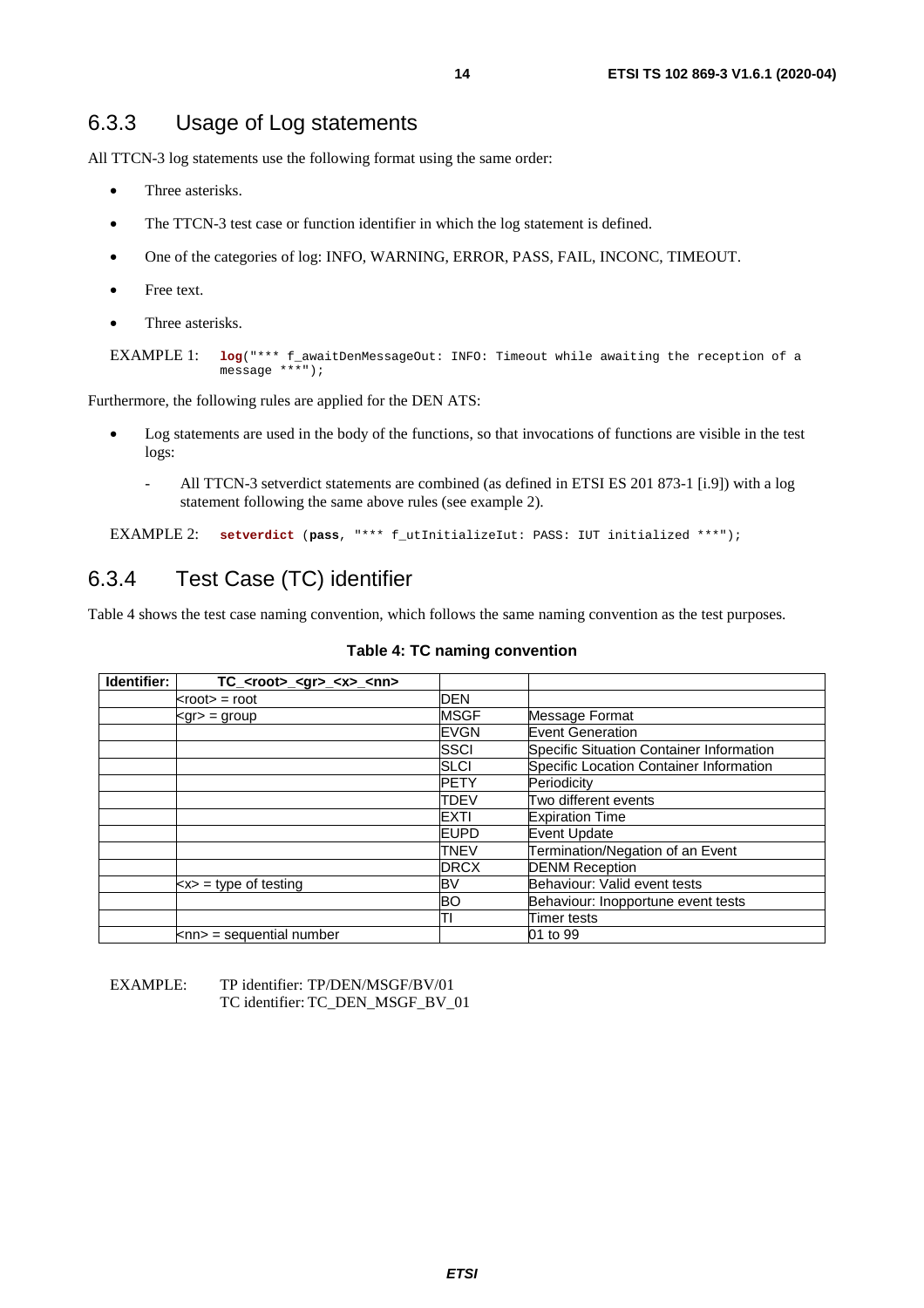### 6.3.3 Usage of Log statements

All TTCN-3 log statements use the following format using the same order:

- Three asterisks.
- The TTCN-3 test case or function identifier in which the log statement is defined.
- One of the categories of log: INFO, WARNING, ERROR, PASS, FAIL, INCONC, TIMEOUT.
- Free text.
- Three asterisks.

EXAMPLE 1:
```
log("*** f_awaitDenMessageOut: INFO: Timeout while awaiting the reception of a message ***");
```

Furthermore, the following rules are applied for the DEN ATS:

- Log statements are used in the body of the functions, so that invocations of functions are visible in the test logs:
  - All TTCN-3 setverdict statements are combined (as defined in ETSI ES 201 873-1 [i.9]) with a log statement following the same above rules (see example 2).

EXAMPLE 2:
```
setverdict (pass, "*** f_utInitializeIut: PASS: IUT initialized ***");
```

### 6.3.4 Test Case (TC) identifier

Table 4 shows the test case naming convention, which follows the same naming convention as the test purposes.

**Table 4: TC naming convention**

| Identifier: | TC_<root>_<gr>_<x>_<nn> | | |
|---|---|---|---|
| | <root> = root | DEN | |
| | <gr> = group | MSGF | Message Format |
| | | EVGN | Event Generation |
| | | SSCI | Specific Situation Container Information |
| | | SLCI | Specific Location Container Information |
| | | PETY | Periodicity |
| | | TDEV | Two different events |
| | | EXTI | Expiration Time |
| | | EUPD | Event Update |
| | | TNEV | Termination/Negation of an Event |
| | | DRCX | DENM Reception |
| | <x> = type of testing | BV | Behaviour: Valid event tests |
| | | BO | Behaviour: Inopportune event tests |
| | | TI | Timer tests |
| | <nn> = sequential number | | 01 to 99 |

EXAMPLE: TP identifier: TP/DEN/MSGF/BV/01
TC identifier: TC_DEN_MSGF_BV_01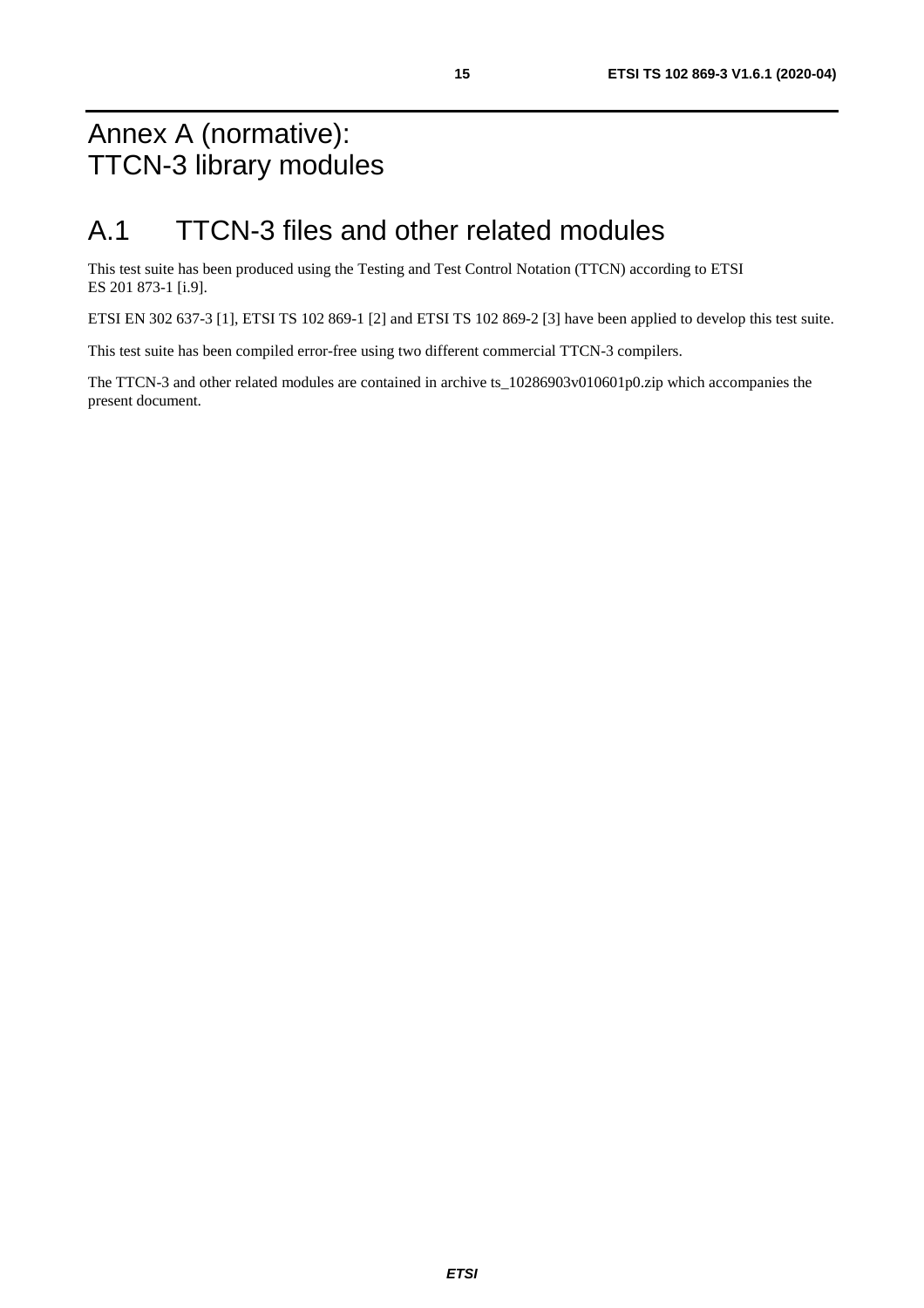# Annex A (normative): TTCN-3 library modules

## A.1 TTCN-3 files and other related modules

This test suite has been produced using the Testing and Test Control Notation (TTCN) according to ETSI ES 201 873-1 [i.9].

ETSI EN 302 637-3 [1], ETSI TS 102 869-1 [2] and ETSI TS 102 869-2 [3] have been applied to develop this test suite.

This test suite has been compiled error-free using two different commercial TTCN-3 compilers.

The TTCN-3 and other related modules are contained in archive ts_10286903v010601p0.zip which accompanies the present document.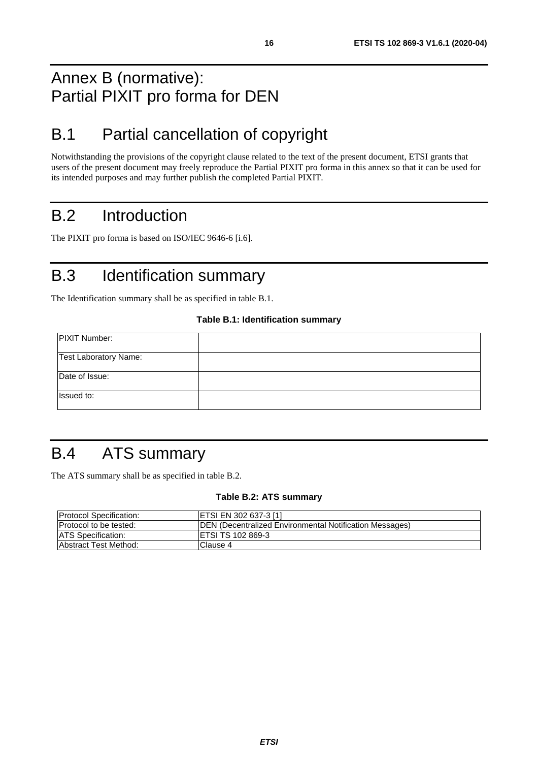# Annex B (normative): Partial PIXIT pro forma for DEN

## B.1 Partial cancellation of copyright

Notwithstanding the provisions of the copyright clause related to the text of the present document, ETSI grants that users of the present document may freely reproduce the Partial PIXIT pro forma in this annex so that it can be used for its intended purposes and may further publish the completed Partial PIXIT.

## B.2 Introduction

The PIXIT pro forma is based on ISO/IEC 9646-6 [i.6].

## B.3 Identification summary

The Identification summary shall be as specified in table B.1.

**Table B.1: Identification summary**

| | |
|---|---|
| PIXIT Number: | |
| Test Laboratory Name: | |
| Date of Issue: | |
| Issued to: | |

## B.4 ATS summary

The ATS summary shall be as specified in table B.2.

**Table B.2: ATS summary**

| | |
|---|---|
| Protocol Specification: | ETSI EN 302 637-3 [1] |
| Protocol to be tested: | DEN (Decentralized Environmental Notification Messages) |
| ATS Specification: | ETSI TS 102 869-3 |
| Abstract Test Method: | Clause 4 |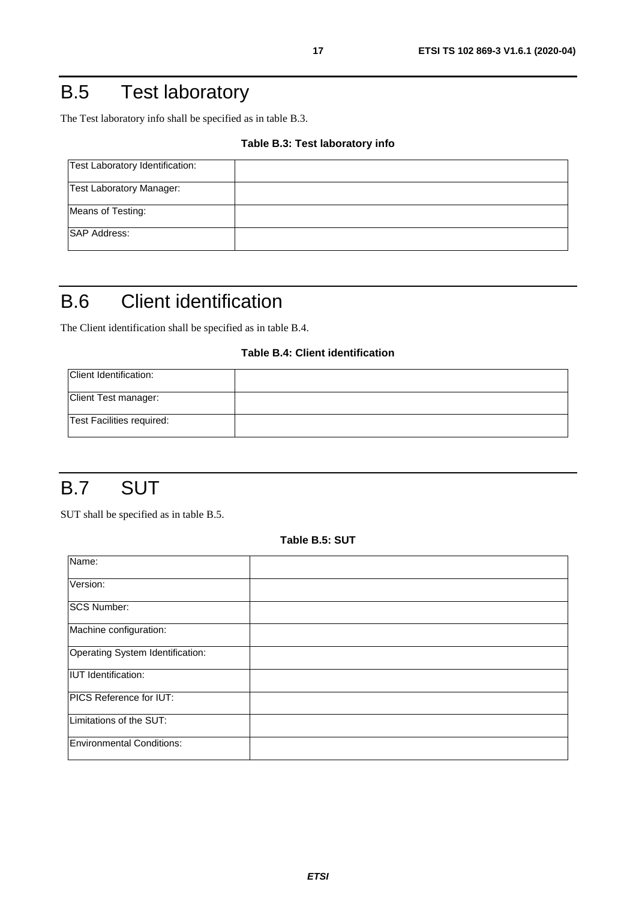# B.5 Test laboratory

The Test laboratory info shall be specified as in table B.3.

**Table B.3: Test laboratory info**

| | |
|---|---|
| Test Laboratory Identification: | |
| Test Laboratory Manager: | |
| Means of Testing: | |
| SAP Address: | |

# B.6 Client identification

The Client identification shall be specified as in table B.4.

**Table B.4: Client identification**

| | |
|---|---|
| Client Identification: | |
| Client Test manager: | |
| Test Facilities required: | |

# B.7 SUT

SUT shall be specified as in table B.5.

**Table B.5: SUT**

| | |
|---|---|
| Name: | |
| Version: | |
| SCS Number: | |
| Machine configuration: | |
| Operating System Identification: | |
| IUT Identification: | |
| PICS Reference for IUT: | |
| Limitations of the SUT: | |
| Environmental Conditions: | |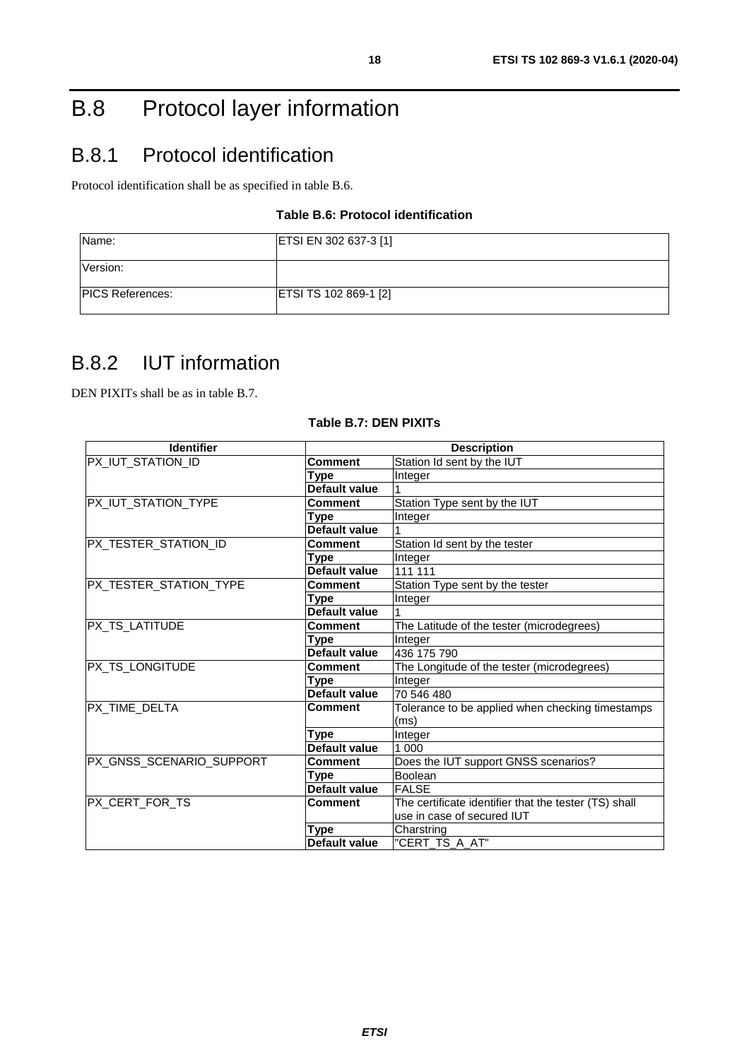# B.8 Protocol layer information

## B.8.1 Protocol identification

Protocol identification shall be as specified in table B.6.

**Table B.6: Protocol identification**

| | |
|---|---|
| Name: | ETSI EN 302 637-3 [1] |
| Version: | |
| PICS References: | ETSI TS 102 869-1 [2] |

## B.8.2 IUT information

DEN PIXITs shall be as in table B.7.

**Table B.7: DEN PIXITs**

| Identifier | Description | |
|---|---|---|
| PX_IUT_STATION_ID | **Comment** | Station Id sent by the IUT |
| | **Type** | Integer |
| | **Default value** | 1 |
| PX_IUT_STATION_TYPE | **Comment** | Station Type sent by the IUT |
| | **Type** | Integer |
| | **Default value** | 1 |
| PX_TESTER_STATION_ID | **Comment** | Station Id sent by the tester |
| | **Type** | Integer |
| | **Default value** | 111 111 |
| PX_TESTER_STATION_TYPE | **Comment** | Station Type sent by the tester |
| | **Type** | Integer |
| | **Default value** | 1 |
| PX_TS_LATITUDE | **Comment** | The Latitude of the tester (microdegrees) |
| | **Type** | Integer |
| | **Default value** | 436 175 790 |
| PX_TS_LONGITUDE | **Comment** | The Longitude of the tester (microdegrees) |
| | **Type** | Integer |
| | **Default value** | 70 546 480 |
| PX_TIME_DELTA | **Comment** | Tolerance to be applied when checking timestamps (ms) |
| | **Type** | Integer |
| | **Default value** | 1 000 |
| PX_GNSS_SCENARIO_SUPPORT | **Comment** | Does the IUT support GNSS scenarios? |
| | **Type** | Boolean |
| | **Default value** | FALSE |
| PX_CERT_FOR_TS | **Comment** | The certificate identifier that the tester (TS) shall use in case of secured IUT |
| | **Type** | Charstring |
| | **Default value** | "CERT_TS_A_AT" |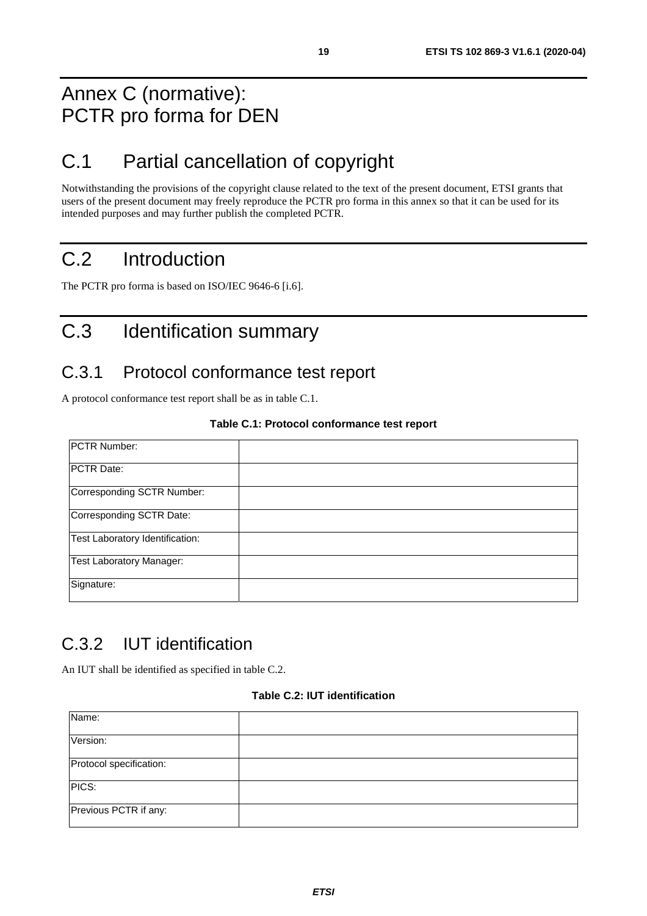# Annex C (normative): PCTR pro forma for DEN

## C.1 Partial cancellation of copyright

Notwithstanding the provisions of the copyright clause related to the text of the present document, ETSI grants that users of the present document may freely reproduce the PCTR pro forma in this annex so that it can be used for its intended purposes and may further publish the completed PCTR.

## C.2 Introduction

The PCTR pro forma is based on ISO/IEC 9646-6 [i.6].

## C.3 Identification summary

### C.3.1 Protocol conformance test report

A protocol conformance test report shall be as in table C.1.

**Table C.1: Protocol conformance test report**

| | |
|---|---|
| PCTR Number: | |
| PCTR Date: | |
| Corresponding SCTR Number: | |
| Corresponding SCTR Date: | |
| Test Laboratory Identification: | |
| Test Laboratory Manager: | |
| Signature: | |

### C.3.2 IUT identification

An IUT shall be identified as specified in table C.2.

**Table C.2: IUT identification**

| | |
|---|---|
| Name: | |
| Version: | |
| Protocol specification: | |
| PICS: | |
| Previous PCTR if any: | |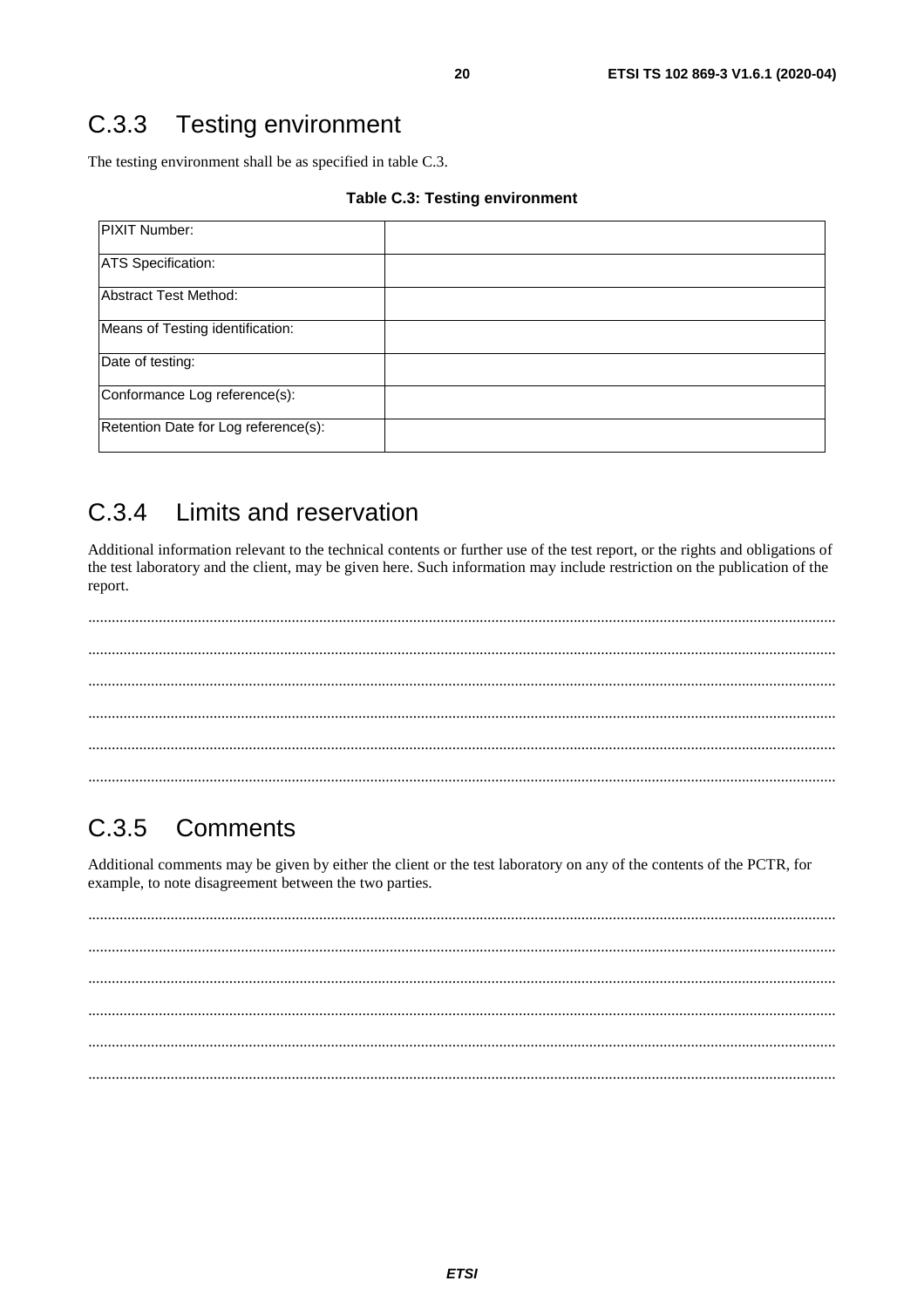## C.3.3 Testing environment

The testing environment shall be as specified in table C.3.

**Table C.3: Testing environment**

| | |
|---|---|
| PIXIT Number: | |
| ATS Specification: | |
| Abstract Test Method: | |
| Means of Testing identification: | |
| Date of testing: | |
| Conformance Log reference(s): | |
| Retention Date for Log reference(s): | |

## C.3.4 Limits and reservation

Additional information relevant to the technical contents or further use of the test report, or the rights and obligations of the test laboratory and the client, may be given here. Such information may include restriction on the publication of the report.

..........................................................................................................................................................................................

..........................................................................................................................................................................................

..........................................................................................................................................................................................

..........................................................................................................................................................................................

..........................................................................................................................................................................................

..........................................................................................................................................................................................

## C.3.5 Comments

Additional comments may be given by either the client or the test laboratory on any of the contents of the PCTR, for example, to note disagreement between the two parties.

..........................................................................................................................................................................................

..........................................................................................................................................................................................

..........................................................................................................................................................................................

..........................................................................................................................................................................................

..........................................................................................................................................................................................

..........................................................................................................................................................................................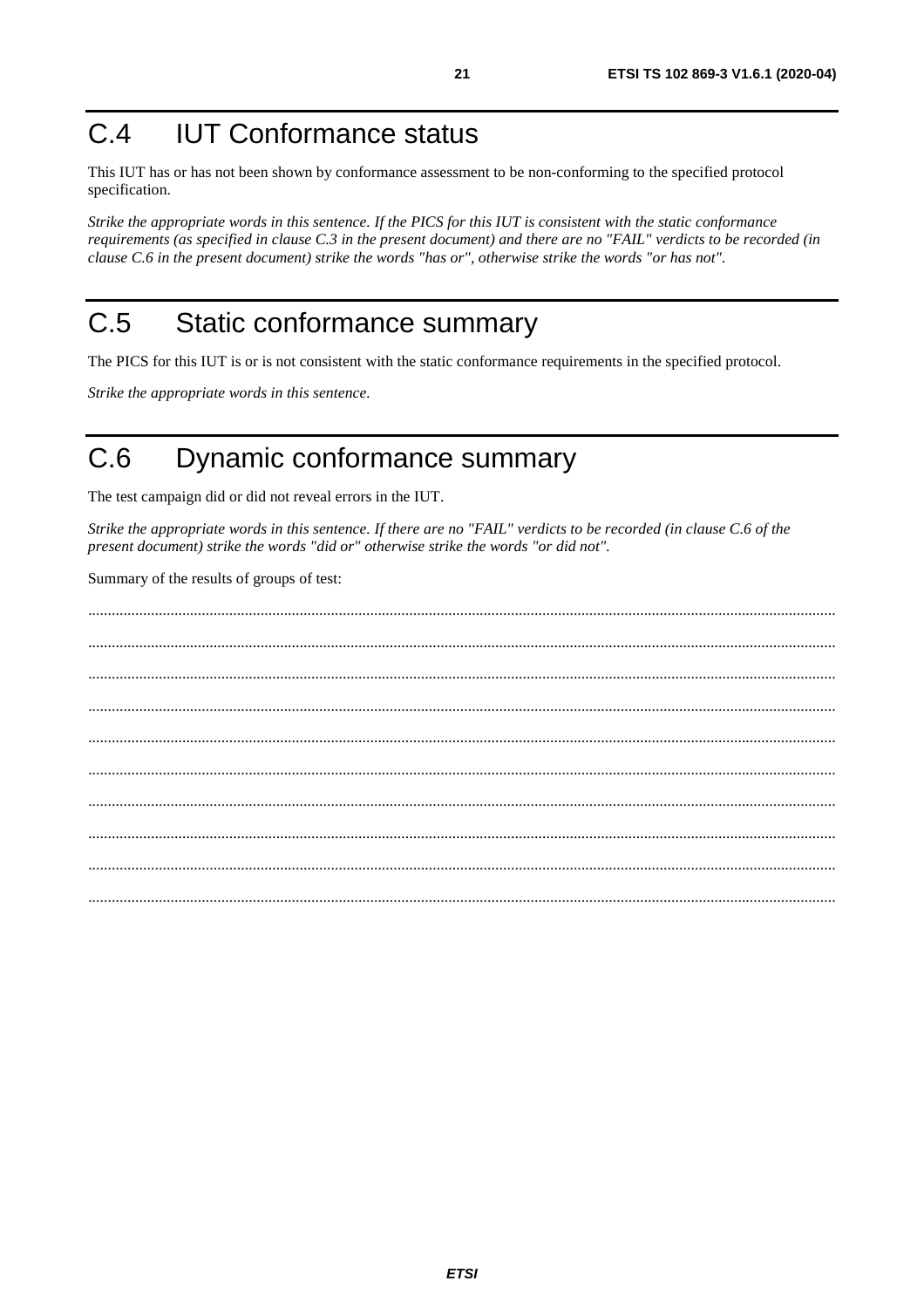# C.4 IUT Conformance status

This IUT has or has not been shown by conformance assessment to be non-conforming to the specified protocol specification.

*Strike the appropriate words in this sentence. If the PICS for this IUT is consistent with the static conformance requirements (as specified in clause C.3 in the present document) and there are no "FAIL" verdicts to be recorded (in clause C.6 in the present document) strike the words "has or", otherwise strike the words "or has not".*

# C.5 Static conformance summary

The PICS for this IUT is or is not consistent with the static conformance requirements in the specified protocol.

*Strike the appropriate words in this sentence.*

# C.6 Dynamic conformance summary

The test campaign did or did not reveal errors in the IUT.

*Strike the appropriate words in this sentence. If there are no "FAIL" verdicts to be recorded (in clause C.6 of the present document) strike the words "did or" otherwise strike the words "or did not".*

Summary of the results of groups of test:

..........................................................................................................................................................................................

..........................................................................................................................................................................................

..........................................................................................................................................................................................

..........................................................................................................................................................................................

..........................................................................................................................................................................................

..........................................................................................................................................................................................

..........................................................................................................................................................................................

..........................................................................................................................................................................................

..........................................................................................................................................................................................

..........................................................................................................................................................................................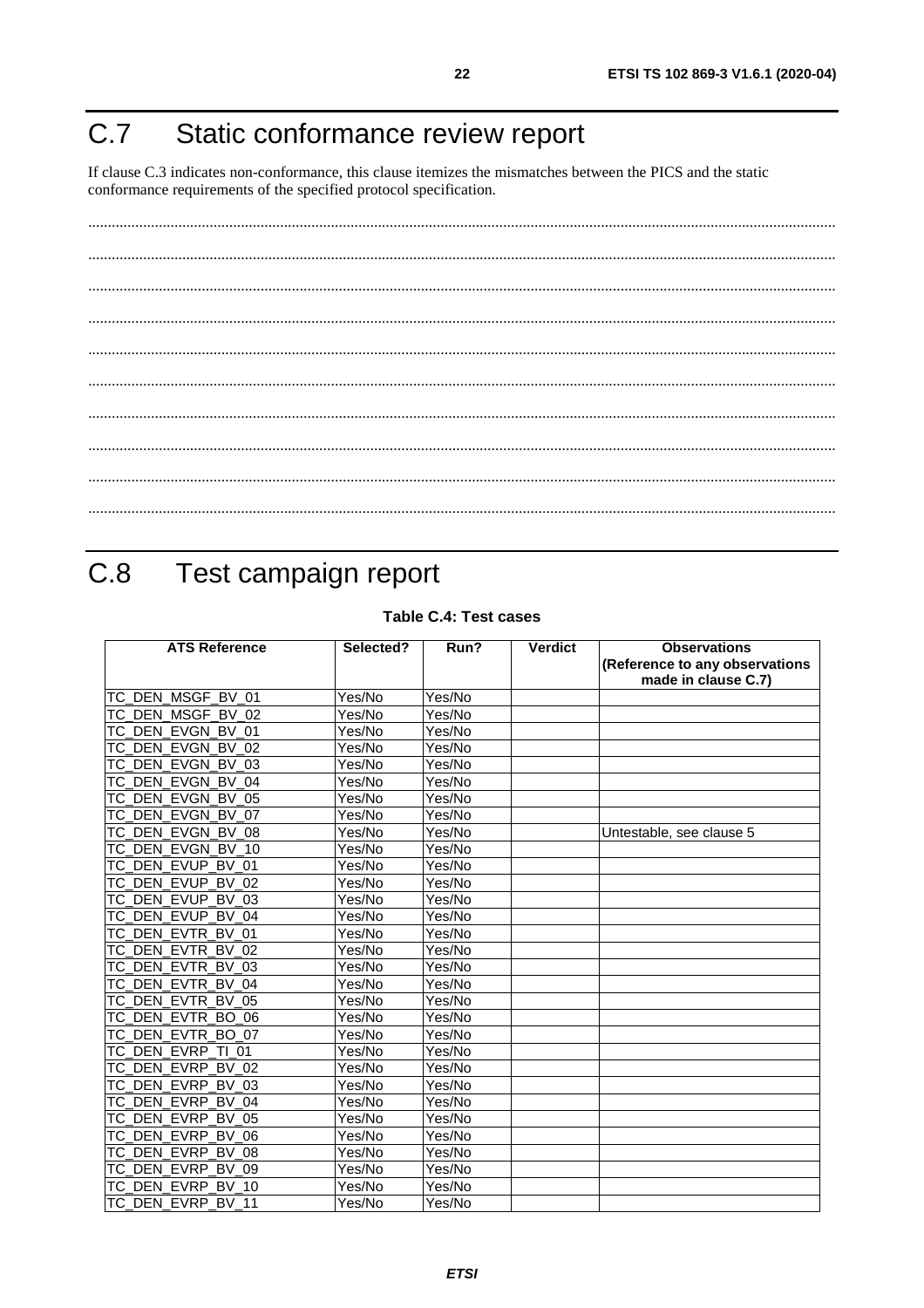# C.7 Static conformance review report

If clause C.3 indicates non-conformance, this clause itemizes the mismatches between the PICS and the static conformance requirements of the specified protocol specification.

.............................................................................................................................................................................

.............................................................................................................................................................................

.............................................................................................................................................................................

.............................................................................................................................................................................

.............................................................................................................................................................................

.............................................................................................................................................................................

.............................................................................................................................................................................

.............................................................................................................................................................................

.............................................................................................................................................................................

.............................................................................................................................................................................

# C.8 Test campaign report

**Table C.4: Test cases**

| ATS Reference | Selected? | Run? | Verdict | Observations (Reference to any observations made in clause C.7) |
|---|---|---|---|---|
| TC_DEN_MSGF_BV_01 | Yes/No | Yes/No | | |
| TC_DEN_MSGF_BV_02 | Yes/No | Yes/No | | |
| TC_DEN_EVGN_BV_01 | Yes/No | Yes/No | | |
| TC_DEN_EVGN_BV_02 | Yes/No | Yes/No | | |
| TC_DEN_EVGN_BV_03 | Yes/No | Yes/No | | |
| TC_DEN_EVGN_BV_04 | Yes/No | Yes/No | | |
| TC_DEN_EVGN_BV_05 | Yes/No | Yes/No | | |
| TC_DEN_EVGN_BV_07 | Yes/No | Yes/No | | |
| TC_DEN_EVGN_BV_08 | Yes/No | Yes/No | | Untestable, see clause 5 |
| TC_DEN_EVGN_BV_10 | Yes/No | Yes/No | | |
| TC_DEN_EVUP_BV_01 | Yes/No | Yes/No | | |
| TC_DEN_EVUP_BV_02 | Yes/No | Yes/No | | |
| TC_DEN_EVUP_BV_03 | Yes/No | Yes/No | | |
| TC_DEN_EVUP_BV_04 | Yes/No | Yes/No | | |
| TC_DEN_EVTR_BV_01 | Yes/No | Yes/No | | |
| TC_DEN_EVTR_BV_02 | Yes/No | Yes/No | | |
| TC_DEN_EVTR_BV_03 | Yes/No | Yes/No | | |
| TC_DEN_EVTR_BV_04 | Yes/No | Yes/No | | |
| TC_DEN_EVTR_BV_05 | Yes/No | Yes/No | | |
| TC_DEN_EVTR_BO_06 | Yes/No | Yes/No | | |
| TC_DEN_EVTR_BO_07 | Yes/No | Yes/No | | |
| TC_DEN_EVRP_TI_01 | Yes/No | Yes/No | | |
| TC_DEN_EVRP_BV_02 | Yes/No | Yes/No | | |
| TC_DEN_EVRP_BV_03 | Yes/No | Yes/No | | |
| TC_DEN_EVRP_BV_04 | Yes/No | Yes/No | | |
| TC_DEN_EVRP_BV_05 | Yes/No | Yes/No | | |
| TC_DEN_EVRP_BV_06 | Yes/No | Yes/No | | |
| TC_DEN_EVRP_BV_08 | Yes/No | Yes/No | | |
| TC_DEN_EVRP_BV_09 | Yes/No | Yes/No | | |
| TC_DEN_EVRP_BV_10 | Yes/No | Yes/No | | |
| TC_DEN_EVRP_BV_11 | Yes/No | Yes/No | | |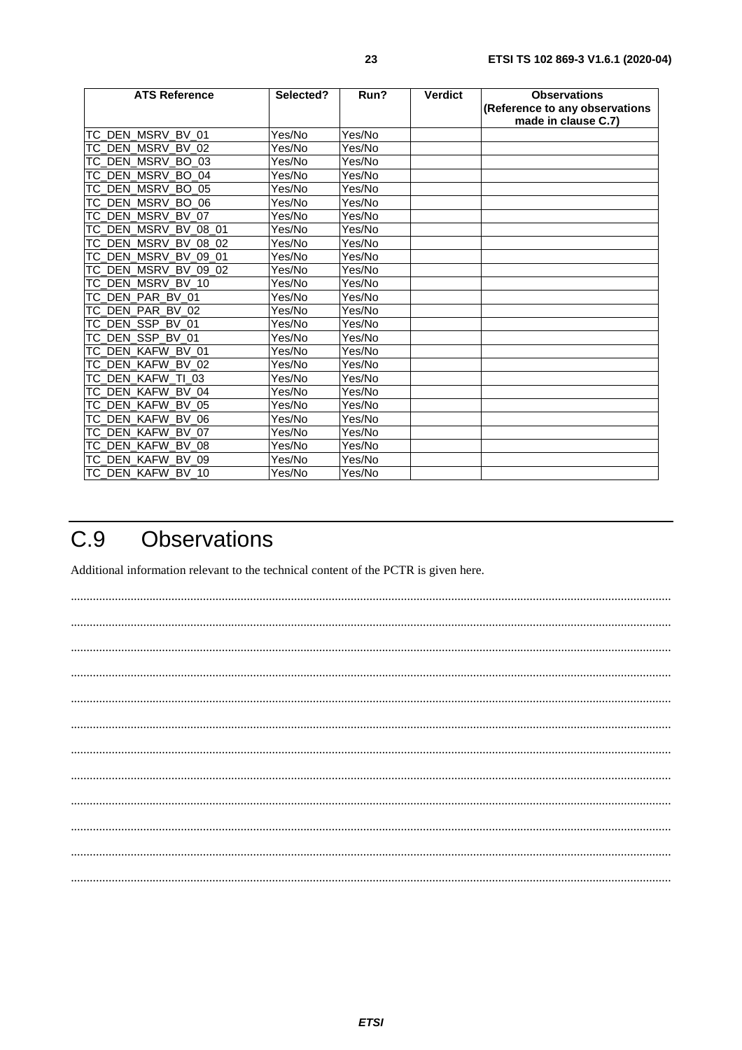| ATS Reference | Selected? | Run? | Verdict | Observations (Reference to any observations made in clause C.7) |
|---|---|---|---|---|
| TC_DEN_MSRV_BV_01 | Yes/No | Yes/No | | |
| TC_DEN_MSRV_BV_02 | Yes/No | Yes/No | | |
| TC_DEN_MSRV_BO_03 | Yes/No | Yes/No | | |
| TC_DEN_MSRV_BO_04 | Yes/No | Yes/No | | |
| TC_DEN_MSRV_BO_05 | Yes/No | Yes/No | | |
| TC_DEN_MSRV_BO_06 | Yes/No | Yes/No | | |
| TC_DEN_MSRV_BV_07 | Yes/No | Yes/No | | |
| TC_DEN_MSRV_BV_08_01 | Yes/No | Yes/No | | |
| TC_DEN_MSRV_BV_08_02 | Yes/No | Yes/No | | |
| TC_DEN_MSRV_BV_09_01 | Yes/No | Yes/No | | |
| TC_DEN_MSRV_BV_09_02 | Yes/No | Yes/No | | |
| TC_DEN_MSRV_BV_10 | Yes/No | Yes/No | | |
| TC_DEN_PAR_BV_01 | Yes/No | Yes/No | | |
| TC_DEN_PAR_BV_02 | Yes/No | Yes/No | | |
| TC_DEN_SSP_BV_01 | Yes/No | Yes/No | | |
| TC_DEN_SSP_BV_01 | Yes/No | Yes/No | | |
| TC_DEN_KAFW_BV_01 | Yes/No | Yes/No | | |
| TC_DEN_KAFW_BV_02 | Yes/No | Yes/No | | |
| TC_DEN_KAFW_TI_03 | Yes/No | Yes/No | | |
| TC_DEN_KAFW_BV_04 | Yes/No | Yes/No | | |
| TC_DEN_KAFW_BV_05 | Yes/No | Yes/No | | |
| TC_DEN_KAFW_BV_06 | Yes/No | Yes/No | | |
| TC_DEN_KAFW_BV_07 | Yes/No | Yes/No | | |
| TC_DEN_KAFW_BV_08 | Yes/No | Yes/No | | |
| TC_DEN_KAFW_BV_09 | Yes/No | Yes/No | | |
| TC_DEN_KAFW_BV_10 | Yes/No | Yes/No | | |

# C.9 Observations

Additional information relevant to the technical content of the PCTR is given here.

..........................................................................................................................................................................................

..........................................................................................................................................................................................

..........................................................................................................................................................................................

..........................................................................................................................................................................................

..........................................................................................................................................................................................

..........................................................................................................................................................................................

..........................................................................................................................................................................................

..........................................................................................................................................................................................

..........................................................................................................................................................................................

..........................................................................................................................................................................................

..........................................................................................................................................................................................

..........................................................................................................................................................................................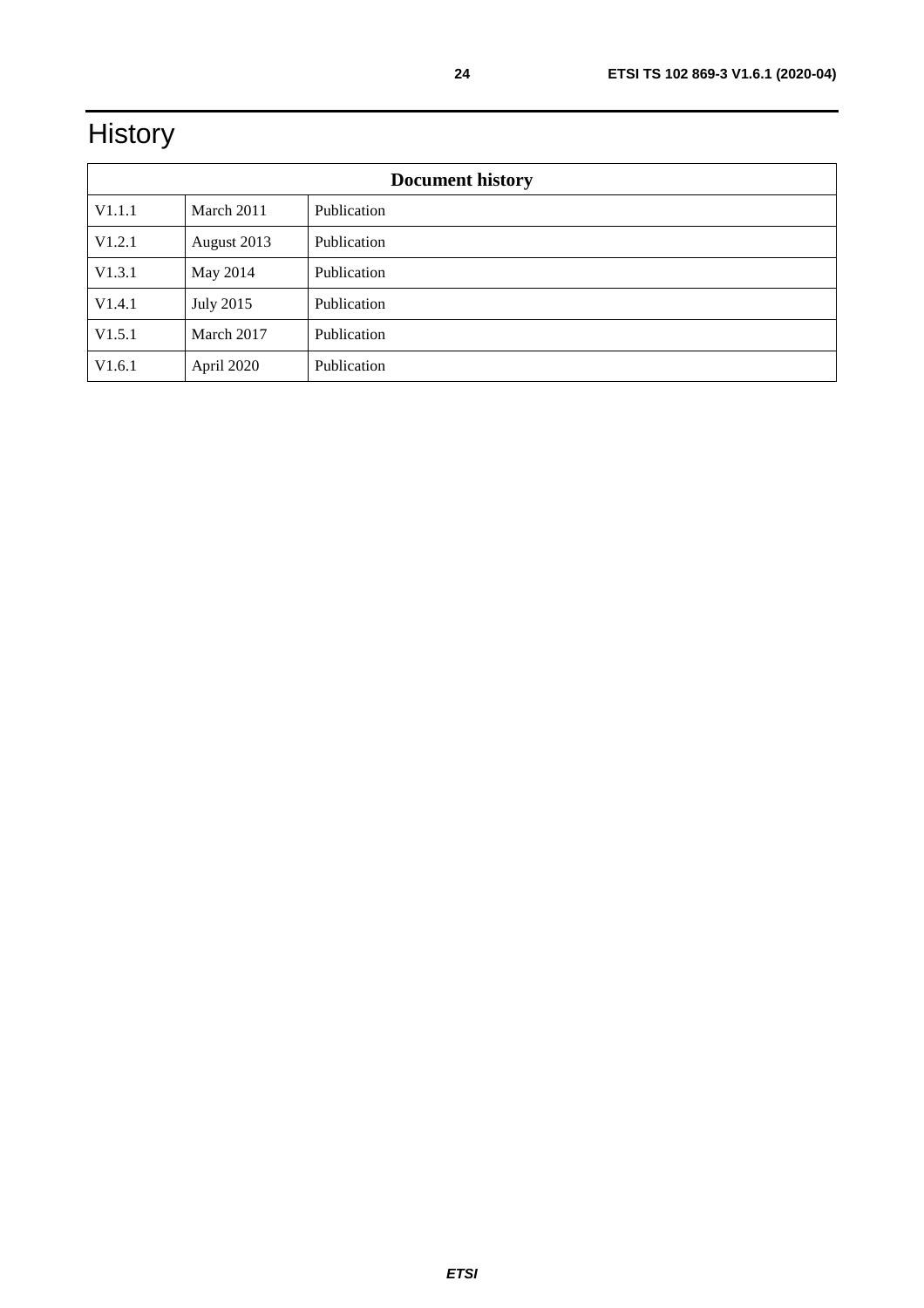# History

| Document history | | |
|---|---|---|
| V1.1.1 | March 2011 | Publication |
| V1.2.1 | August 2013 | Publication |
| V1.3.1 | May 2014 | Publication |
| V1.4.1 | July 2015 | Publication |
| V1.5.1 | March 2017 | Publication |
| V1.6.1 | April 2020 | Publication |